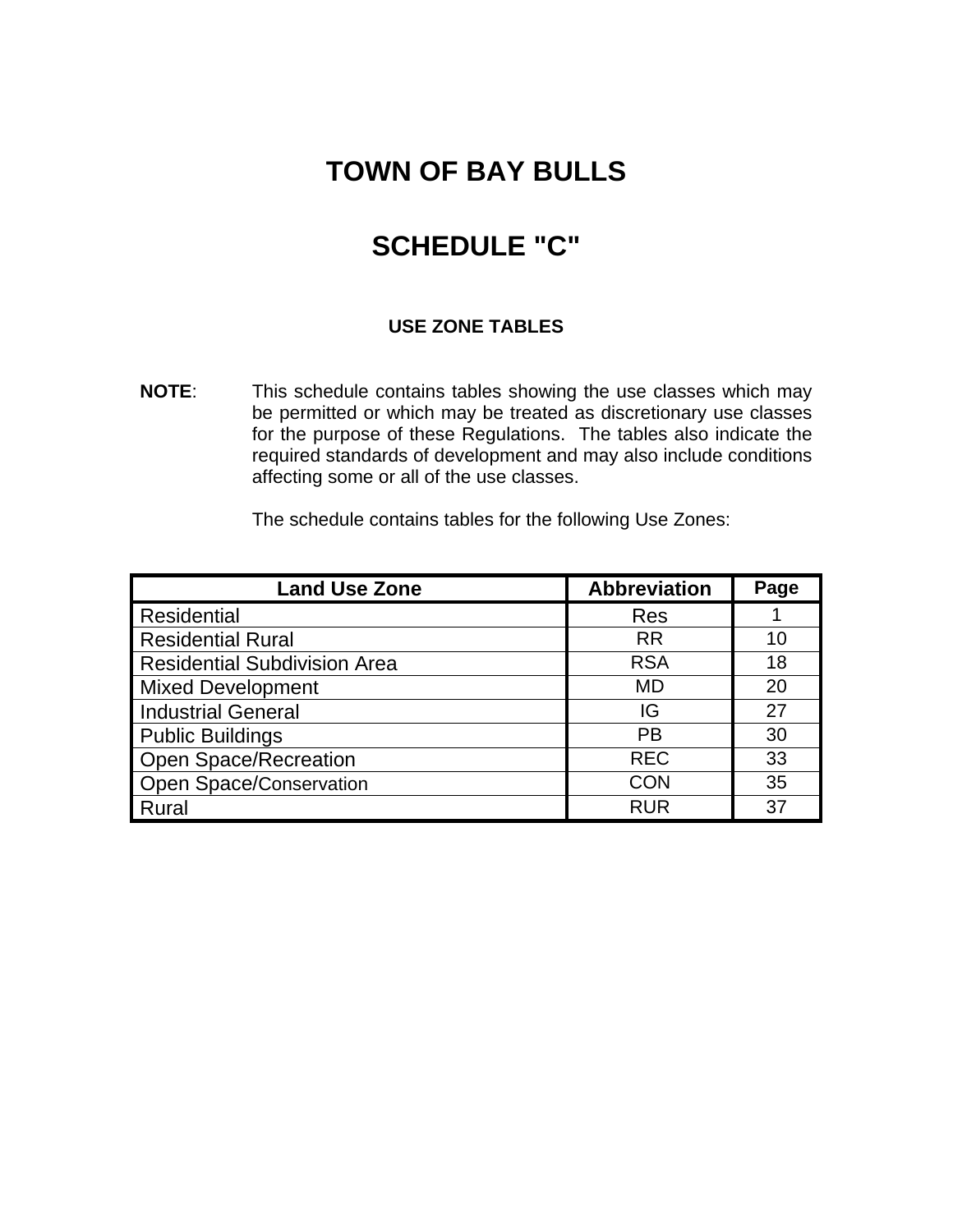# TOWN OF BAY BULLS

# SCHEDULE "C"

### USE ZONE TABLES

**NOTE**: This schedule contains tables showing the use classes which may be permitted or which may be treated as discretionary use classes for the purpose of these Regulations. The tables also indicate the required standards of development and may also include conditions affecting some or all of the use classes.

The schedule contains tables for the following Use Zones:

| Land Use Zone | Abbreviation | Page |
|---|---|---|
| Residential | Res | 1 |
| Residential Rural | RR | 10 |
| Residential Subdivision Area | RSA | 18 |
| Mixed Development | MD | 20 |
| Industrial General | IG | 27 |
| Public Buildings | PB | 30 |
| Open Space/Recreation | REC | 33 |
| Open Space/Conservation | CON | 35 |
| Rural | RUR | 37 |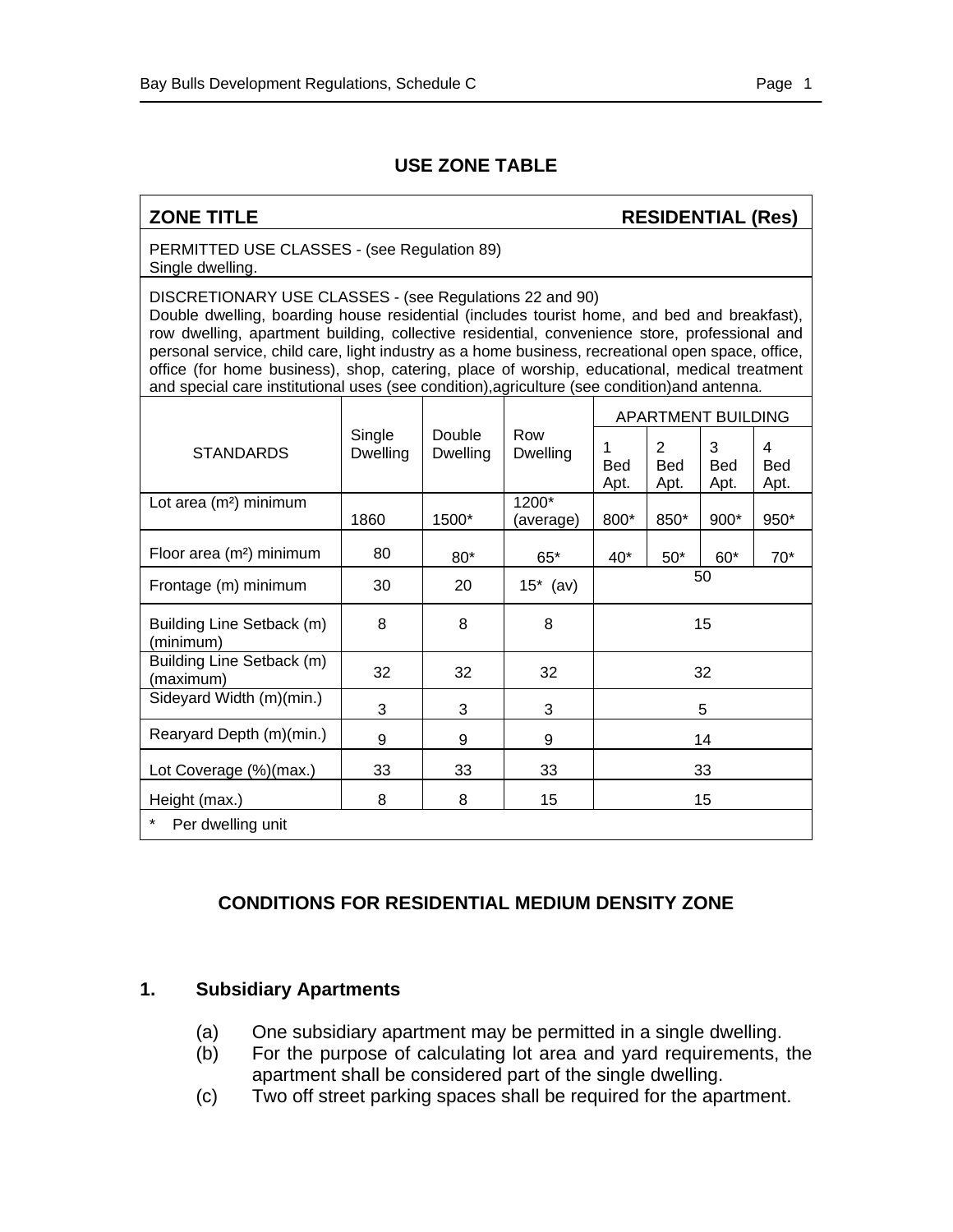## USE ZONE TABLE

| ZONE TITLE | | | | RESIDENTIAL (Res) | | | |
|---|---|---|---|---|---|---|---|
| PERMITTED USE CLASSES - (see Regulation 89)<br>Single dwelling. | | | | | | | |
| DISCRETIONARY USE CLASSES - (see Regulations 22 and 90)<br>Double dwelling, boarding house residential (includes tourist home, and bed and breakfast), row dwelling, apartment building, collective residential, convenience store, professional and personal service, child care, light industry as a home business, recreational open space, office, office (for home business), shop, catering, place of worship, educational, medical treatment and special care institutional uses (see condition),agriculture (see condition)and antenna. | | | | | | | |
| STANDARDS | Single Dwelling | Double Dwelling | Row Dwelling | APARTMENT BUILDING | | | |
| | | | | 1 Bed Apt. | 2 Bed Apt. | 3 Bed Apt. | 4 Bed Apt. |
| Lot area (m²) minimum | 1860 | 1500* | 1200* (average) | 800* | 850* | 900* | 950* |
| Floor area (m²) minimum | 80 | 80* | 65* | 40* | 50* | 60* | 70* |
| Frontage (m) minimum | 30 | 20 | 15* (av) | 50 | | | |
| Building Line Setback (m) (minimum) | 8 | 8 | 8 | 15 | | | |
| Building Line Setback (m) (maximum) | 32 | 32 | 32 | 32 | | | |
| Sideyard Width (m)(min.) | 3 | 3 | 3 | 5 | | | |
| Rearyard Depth (m)(min.) | 9 | 9 | 9 | 14 | | | |
| Lot Coverage (%)(max.) | 33 | 33 | 33 | 33 | | | |
| Height (max.) | 8 | 8 | 15 | 15 | | | |
| * Per dwelling unit | | | | | | | |

## CONDITIONS FOR RESIDENTIAL MEDIUM DENSITY ZONE

### 1. Subsidiary Apartments

(a) One subsidiary apartment may be permitted in a single dwelling.

(b) For the purpose of calculating lot area and yard requirements, the apartment shall be considered part of the single dwelling.

(c) Two off street parking spaces shall be required for the apartment.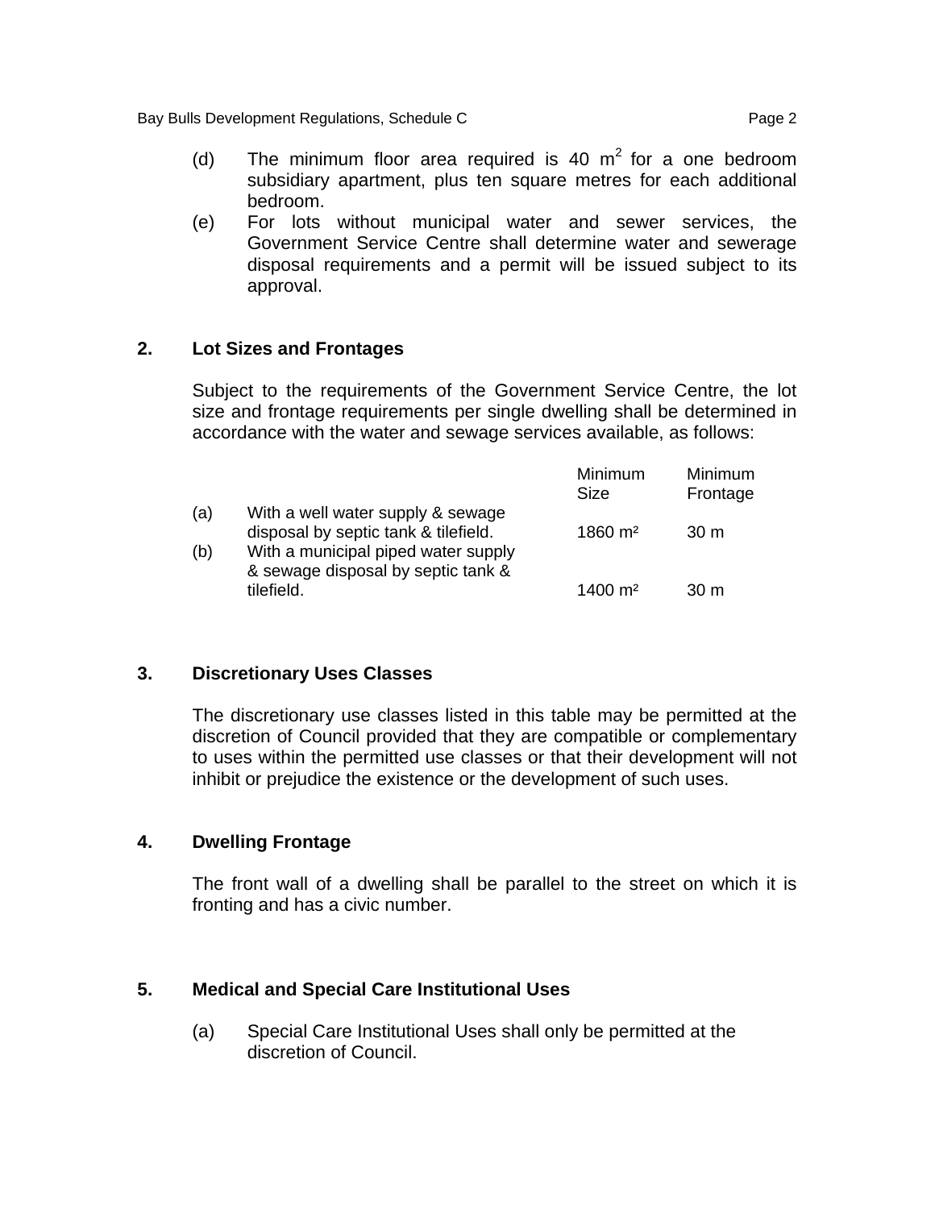(d) The minimum floor area required is 40 $m^2$ for a one bedroom subsidiary apartment, plus ten square metres for each additional bedroom.

(e) For lots without municipal water and sewer services, the Government Service Centre shall determine water and sewerage disposal requirements and a permit will be issued subject to its approval.

## 2. Lot Sizes and Frontages

Subject to the requirements of the Government Service Centre, the lot size and frontage requirements per single dwelling shall be determined in accordance with the water and sewage services available, as follows:

| | | Minimum Size | Minimum Frontage |
|---|---|---|---|
| (a) | With a well water supply & sewage disposal by septic tank & tilefield. | 1860 $m^2$ | 30 m |
| (b) | With a municipal piped water supply & sewage disposal by septic tank & tilefield. | 1400 $m^2$ | 30 m |

## 3. Discretionary Uses Classes

The discretionary use classes listed in this table may be permitted at the discretion of Council provided that they are compatible or complementary to uses within the permitted use classes or that their development will not inhibit or prejudice the existence or the development of such uses.

## 4. Dwelling Frontage

The front wall of a dwelling shall be parallel to the street on which it is fronting and has a civic number.

## 5. Medical and Special Care Institutional Uses

(a) Special Care Institutional Uses shall only be permitted at the discretion of Council.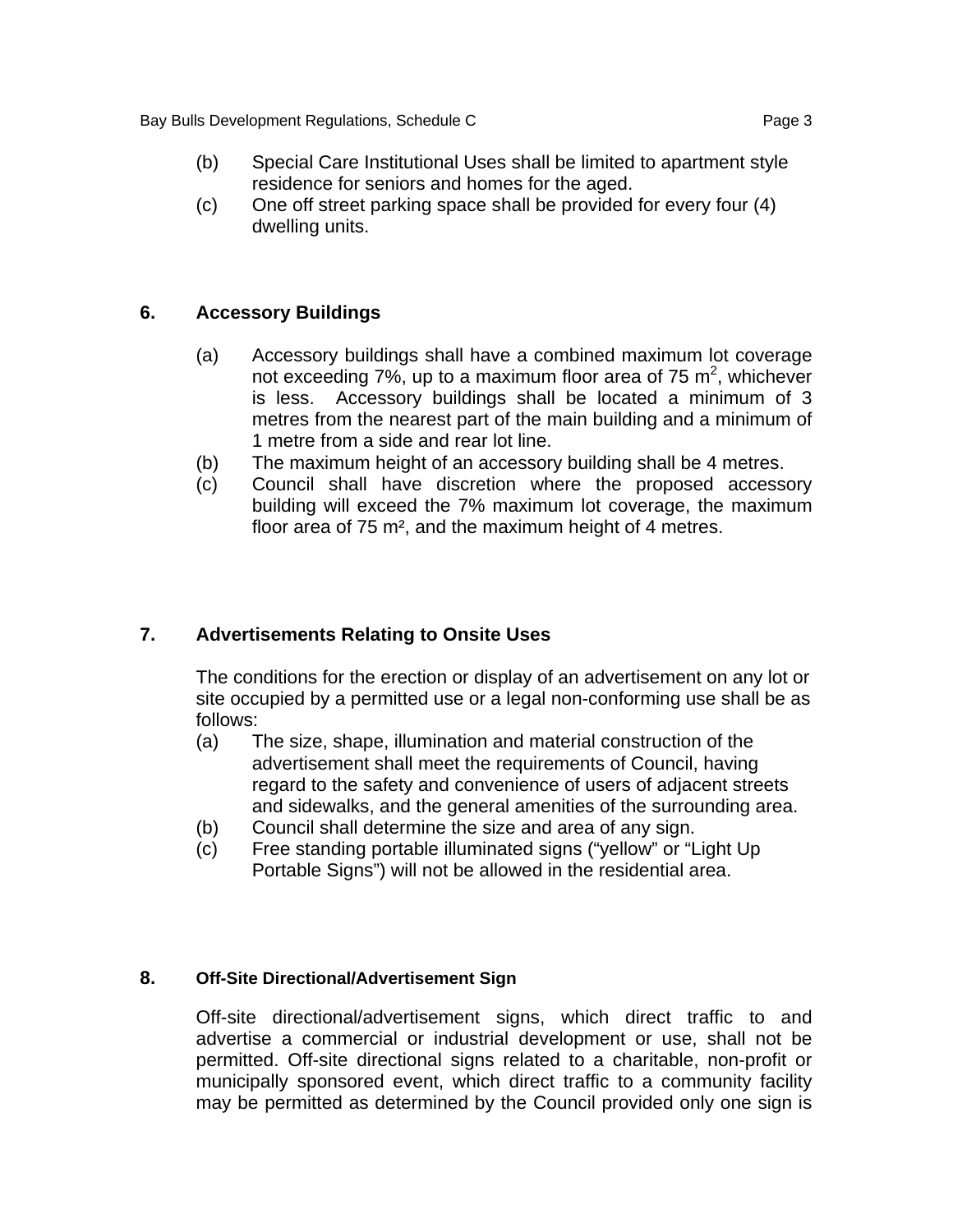(b) Special Care Institutional Uses shall be limited to apartment style residence for seniors and homes for the aged.

(c) One off street parking space shall be provided for every four (4) dwelling units.

## 6. Accessory Buildings

(a) Accessory buildings shall have a combined maximum lot coverage not exceeding 7%, up to a maximum floor area of 75 $m^2$, whichever is less. Accessory buildings shall be located a minimum of 3 metres from the nearest part of the main building and a minimum of 1 metre from a side and rear lot line.

(b) The maximum height of an accessory building shall be 4 metres.

(c) Council shall have discretion where the proposed accessory building will exceed the 7% maximum lot coverage, the maximum floor area of 75 $m^2$, and the maximum height of 4 metres.

## 7. Advertisements Relating to Onsite Uses

The conditions for the erection or display of an advertisement on any lot or site occupied by a permitted use or a legal non-conforming use shall be as follows:

(a) The size, shape, illumination and material construction of the advertisement shall meet the requirements of Council, having regard to the safety and convenience of users of adjacent streets and sidewalks, and the general amenities of the surrounding area.

(b) Council shall determine the size and area of any sign.

(c) Free standing portable illuminated signs ("yellow" or "Light Up Portable Signs") will not be allowed in the residential area.

## 8. Off-Site Directional/Advertisement Sign

Off-site directional/advertisement signs, which direct traffic to and advertise a commercial or industrial development or use, shall not be permitted. Off-site directional signs related to a charitable, non-profit or municipally sponsored event, which direct traffic to a community facility may be permitted as determined by the Council provided only one sign is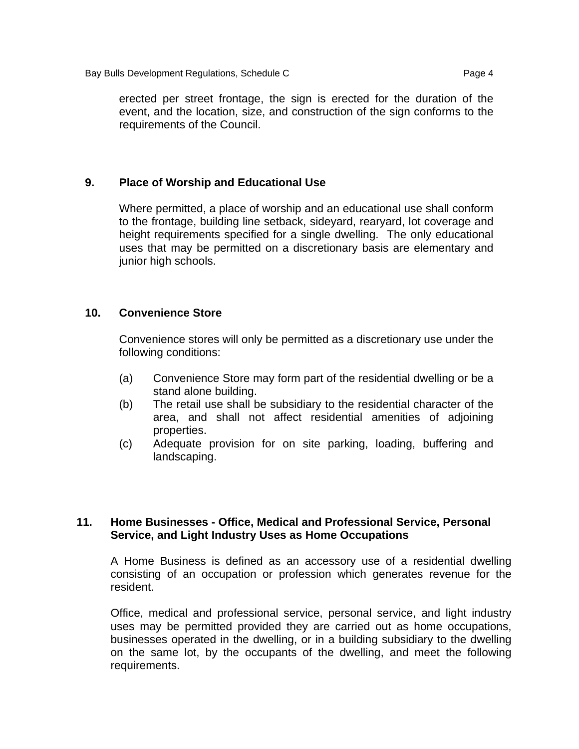erected per street frontage, the sign is erected for the duration of the event, and the location, size, and construction of the sign conforms to the requirements of the Council.

## 9. Place of Worship and Educational Use

Where permitted, a place of worship and an educational use shall conform to the frontage, building line setback, sideyard, rearyard, lot coverage and height requirements specified for a single dwelling. The only educational uses that may be permitted on a discretionary basis are elementary and junior high schools.

## 10. Convenience Store

Convenience stores will only be permitted as a discretionary use under the following conditions:

(a) Convenience Store may form part of the residential dwelling or be a stand alone building.

(b) The retail use shall be subsidiary to the residential character of the area, and shall not affect residential amenities of adjoining properties.

(c) Adequate provision for on site parking, loading, buffering and landscaping.

## 11. Home Businesses - Office, Medical and Professional Service, Personal Service, and Light Industry Uses as Home Occupations

A Home Business is defined as an accessory use of a residential dwelling consisting of an occupation or profession which generates revenue for the resident.

Office, medical and professional service, personal service, and light industry uses may be permitted provided they are carried out as home occupations, businesses operated in the dwelling, or in a building subsidiary to the dwelling on the same lot, by the occupants of the dwelling, and meet the following requirements.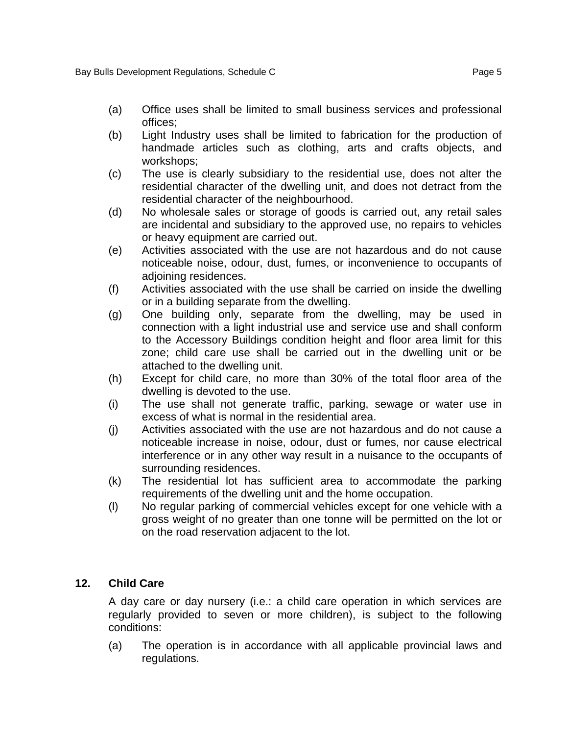(a) Office uses shall be limited to small business services and professional offices;
(b) Light Industry uses shall be limited to fabrication for the production of handmade articles such as clothing, arts and crafts objects, and workshops;
(c) The use is clearly subsidiary to the residential use, does not alter the residential character of the dwelling unit, and does not detract from the residential character of the neighbourhood.
(d) No wholesale sales or storage of goods is carried out, any retail sales are incidental and subsidiary to the approved use, no repairs to vehicles or heavy equipment are carried out.
(e) Activities associated with the use are not hazardous and do not cause noticeable noise, odour, dust, fumes, or inconvenience to occupants of adjoining residences.
(f) Activities associated with the use shall be carried on inside the dwelling or in a building separate from the dwelling.
(g) One building only, separate from the dwelling, may be used in connection with a light industrial use and service use and shall conform to the Accessory Buildings condition height and floor area limit for this zone; child care use shall be carried out in the dwelling unit or be attached to the dwelling unit.
(h) Except for child care, no more than 30% of the total floor area of the dwelling is devoted to the use.
(i) The use shall not generate traffic, parking, sewage or water use in excess of what is normal in the residential area.
(j) Activities associated with the use are not hazardous and do not cause a noticeable increase in noise, odour, dust or fumes, nor cause electrical interference or in any other way result in a nuisance to the occupants of surrounding residences.
(k) The residential lot has sufficient area to accommodate the parking requirements of the dwelling unit and the home occupation.
(l) No regular parking of commercial vehicles except for one vehicle with a gross weight of no greater than one tonne will be permitted on the lot or on the road reservation adjacent to the lot.

## 12. Child Care

A day care or day nursery (i.e.: a child care operation in which services are regularly provided to seven or more children), is subject to the following conditions:

(a) The operation is in accordance with all applicable provincial laws and regulations.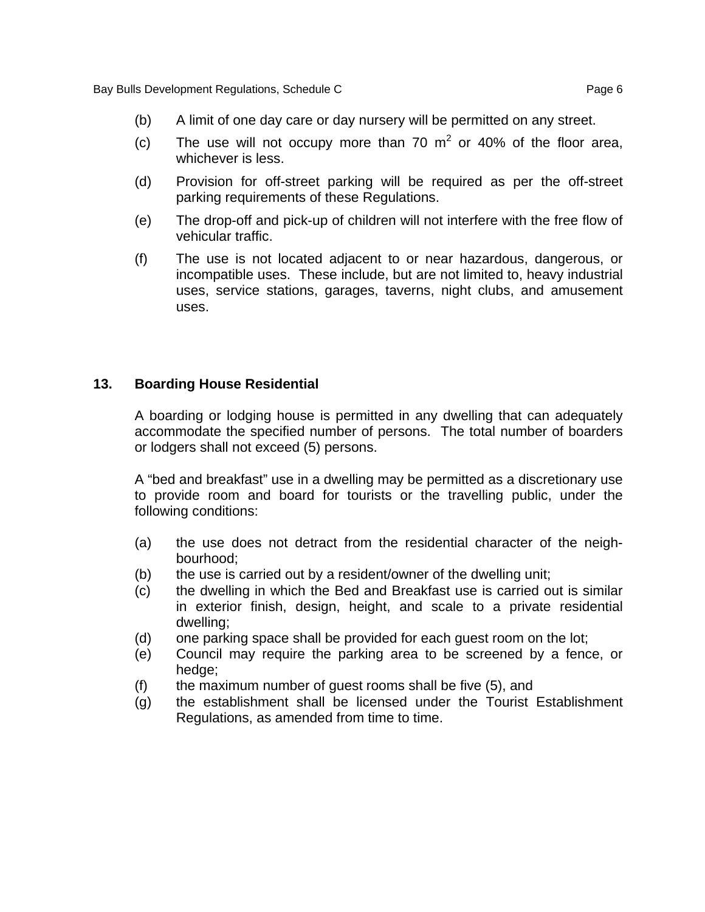(b) A limit of one day care or day nursery will be permitted on any street.

(c) The use will not occupy more than 70 $m^2$ or 40% of the floor area, whichever is less.

(d) Provision for off-street parking will be required as per the off-street parking requirements of these Regulations.

(e) The drop-off and pick-up of children will not interfere with the free flow of vehicular traffic.

(f) The use is not located adjacent to or near hazardous, dangerous, or incompatible uses. These include, but are not limited to, heavy industrial uses, service stations, garages, taverns, night clubs, and amusement uses.

## 13. Boarding House Residential

A boarding or lodging house is permitted in any dwelling that can adequately accommodate the specified number of persons. The total number of boarders or lodgers shall not exceed (5) persons.

A "bed and breakfast" use in a dwelling may be permitted as a discretionary use to provide room and board for tourists or the travelling public, under the following conditions:

(a) the use does not detract from the residential character of the neighbourhood;
(b) the use is carried out by a resident/owner of the dwelling unit;
(c) the dwelling in which the Bed and Breakfast use is carried out is similar in exterior finish, design, height, and scale to a private residential dwelling;
(d) one parking space shall be provided for each guest room on the lot;
(e) Council may require the parking area to be screened by a fence, or hedge;
(f) the maximum number of guest rooms shall be five (5), and
(g) the establishment shall be licensed under the Tourist Establishment Regulations, as amended from time to time.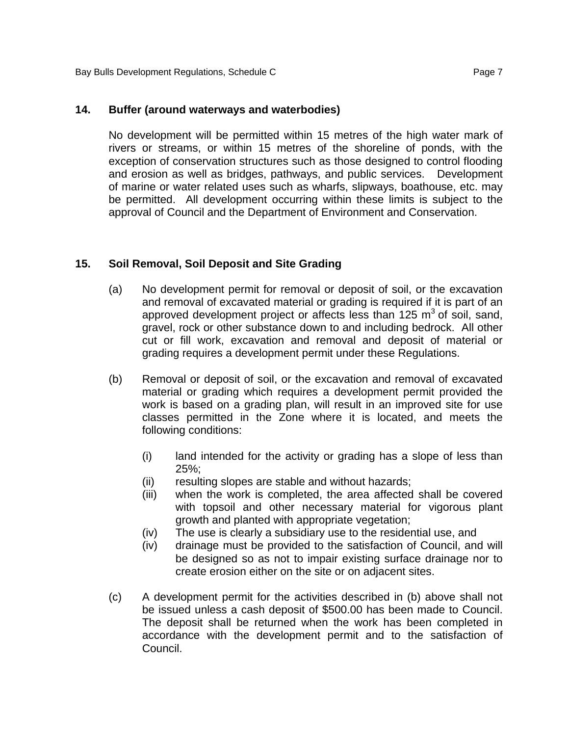## 14. Buffer (around waterways and waterbodies)

No development will be permitted within 15 metres of the high water mark of rivers or streams, or within 15 metres of the shoreline of ponds, with the exception of conservation structures such as those designed to control flooding and erosion as well as bridges, pathways, and public services. Development of marine or water related uses such as wharfs, slipways, boathouse, etc. may be permitted. All development occurring within these limits is subject to the approval of Council and the Department of Environment and Conservation.

## 15. Soil Removal, Soil Deposit and Site Grading

(a) No development permit for removal or deposit of soil, or the excavation and removal of excavated material or grading is required if it is part of an approved development project or affects less than 125 $m^3$ of soil, sand, gravel, rock or other substance down to and including bedrock. All other cut or fill work, excavation and removal and deposit of material or grading requires a development permit under these Regulations.

(b) Removal or deposit of soil, or the excavation and removal of excavated material or grading which requires a development permit provided the work is based on a grading plan, will result in an improved site for use classes permitted in the Zone where it is located, and meets the following conditions:

- (i) land intended for the activity or grading has a slope of less than 25%;
- (ii) resulting slopes are stable and without hazards;
- (iii) when the work is completed, the area affected shall be covered with topsoil and other necessary material for vigorous plant growth and planted with appropriate vegetation;
- (iv) The use is clearly a subsidiary use to the residential use, and
- (iv) drainage must be provided to the satisfaction of Council, and will be designed so as not to impair existing surface drainage nor to create erosion either on the site or on adjacent sites.

(c) A development permit for the activities described in (b) above shall not be issued unless a cash deposit of $500.00 has been made to Council. The deposit shall be returned when the work has been completed in accordance with the development permit and to the satisfaction of Council.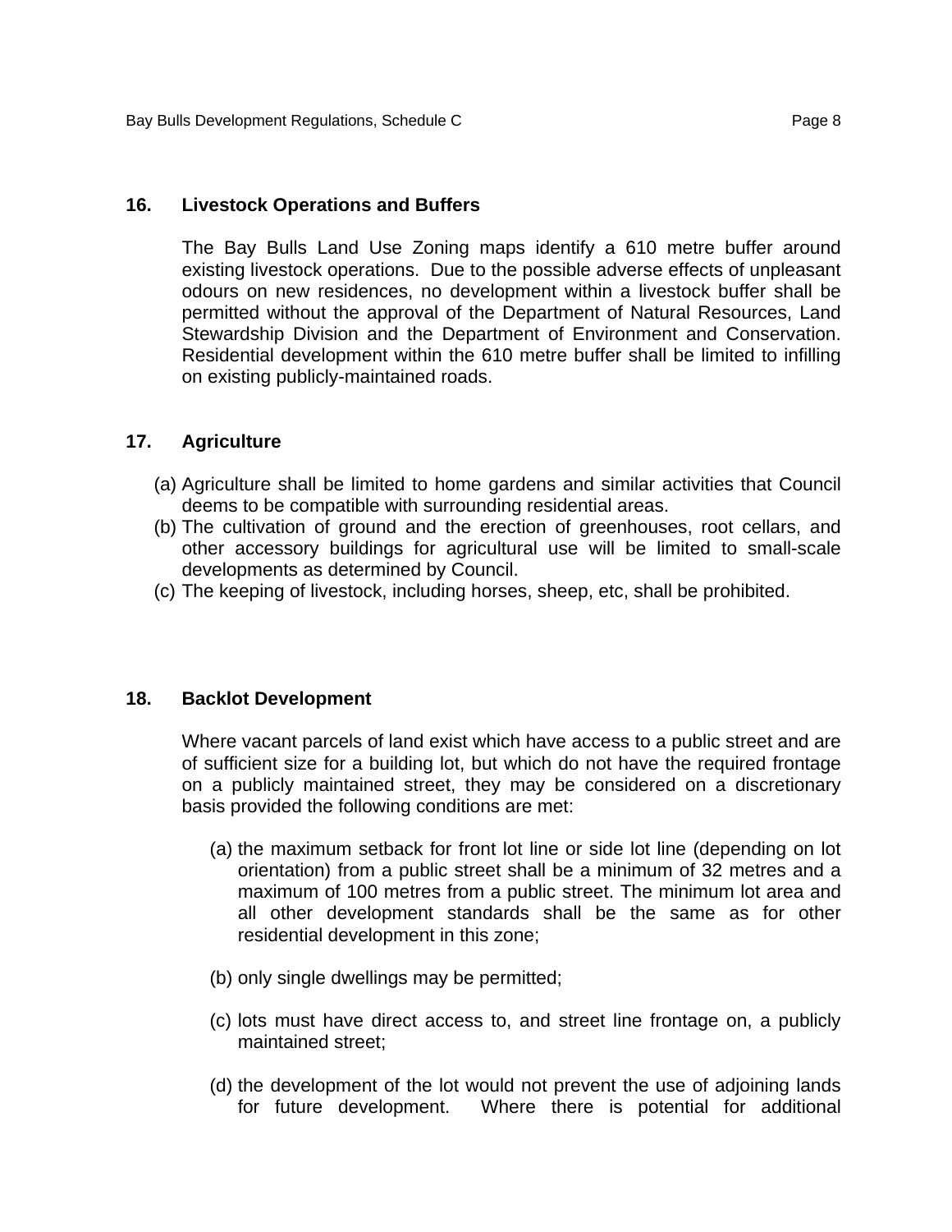## 16. Livestock Operations and Buffers

The Bay Bulls Land Use Zoning maps identify a 610 metre buffer around existing livestock operations. Due to the possible adverse effects of unpleasant odours on new residences, no development within a livestock buffer shall be permitted without the approval of the Department of Natural Resources, Land Stewardship Division and the Department of Environment and Conservation. Residential development within the 610 metre buffer shall be limited to infilling on existing publicly-maintained roads.

## 17. Agriculture

(a) Agriculture shall be limited to home gardens and similar activities that Council deems to be compatible with surrounding residential areas.
(b) The cultivation of ground and the erection of greenhouses, root cellars, and other accessory buildings for agricultural use will be limited to small-scale developments as determined by Council.
(c) The keeping of livestock, including horses, sheep, etc, shall be prohibited.

## 18. Backlot Development

Where vacant parcels of land exist which have access to a public street and are of sufficient size for a building lot, but which do not have the required frontage on a publicly maintained street, they may be considered on a discretionary basis provided the following conditions are met:

(a) the maximum setback for front lot line or side lot line (depending on lot orientation) from a public street shall be a minimum of 32 metres and a maximum of 100 metres from a public street. The minimum lot area and all other development standards shall be the same as for other residential development in this zone;

(b) only single dwellings may be permitted;

(c) lots must have direct access to, and street line frontage on, a publicly maintained street;

(d) the development of the lot would not prevent the use of adjoining lands for future development. Where there is potential for additional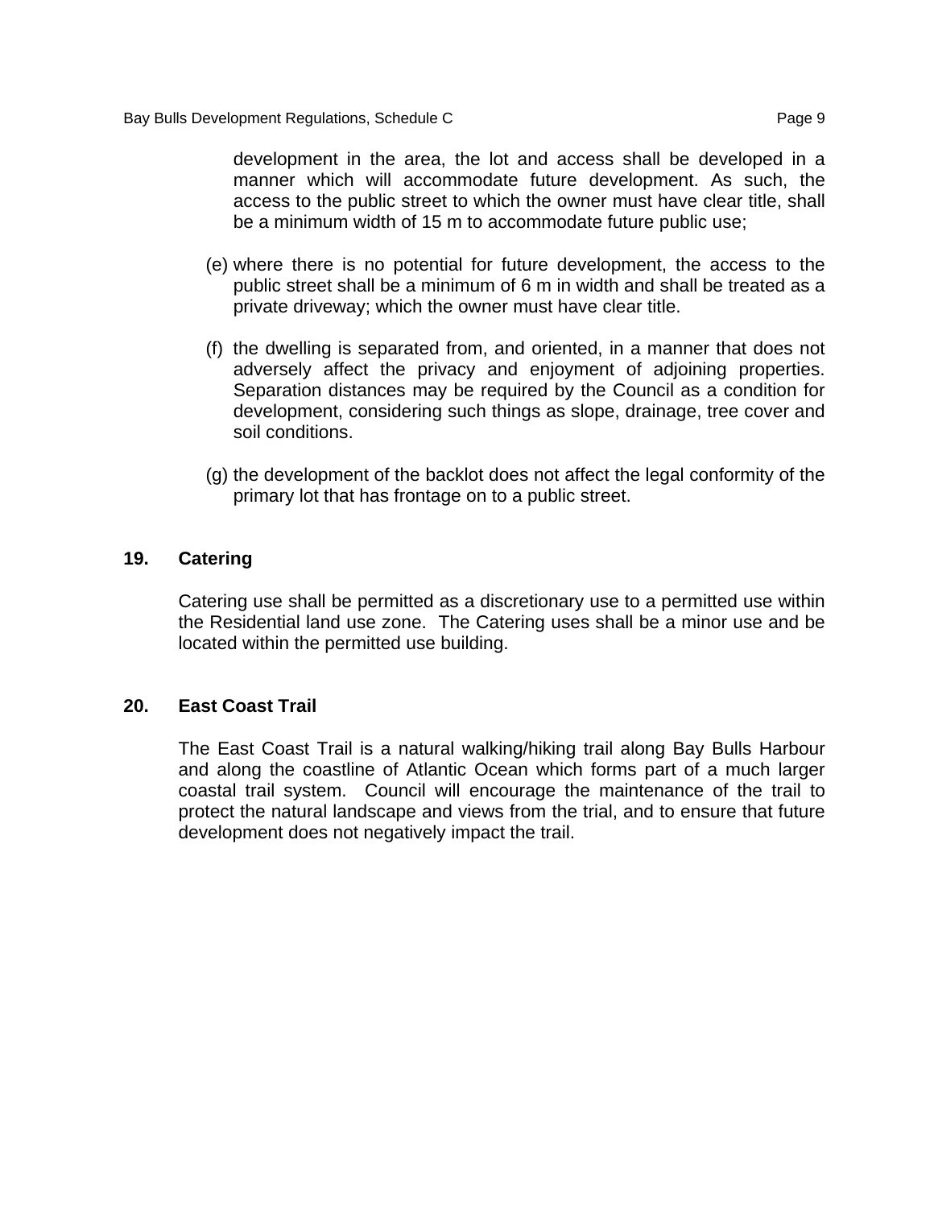development in the area, the lot and access shall be developed in a manner which will accommodate future development. As such, the access to the public street to which the owner must have clear title, shall be a minimum width of 15 m to accommodate future public use;

(e) where there is no potential for future development, the access to the public street shall be a minimum of 6 m in width and shall be treated as a private driveway; which the owner must have clear title.

(f) the dwelling is separated from, and oriented, in a manner that does not adversely affect the privacy and enjoyment of adjoining properties. Separation distances may be required by the Council as a condition for development, considering such things as slope, drainage, tree cover and soil conditions.

(g) the development of the backlot does not affect the legal conformity of the primary lot that has frontage on to a public street.

## 19. Catering

Catering use shall be permitted as a discretionary use to a permitted use within the Residential land use zone. The Catering uses shall be a minor use and be located within the permitted use building.

## 20. East Coast Trail

The East Coast Trail is a natural walking/hiking trail along Bay Bulls Harbour and along the coastline of Atlantic Ocean which forms part of a much larger coastal trail system. Council will encourage the maintenance of the trail to protect the natural landscape and views from the trial, and to ensure that future development does not negatively impact the trail.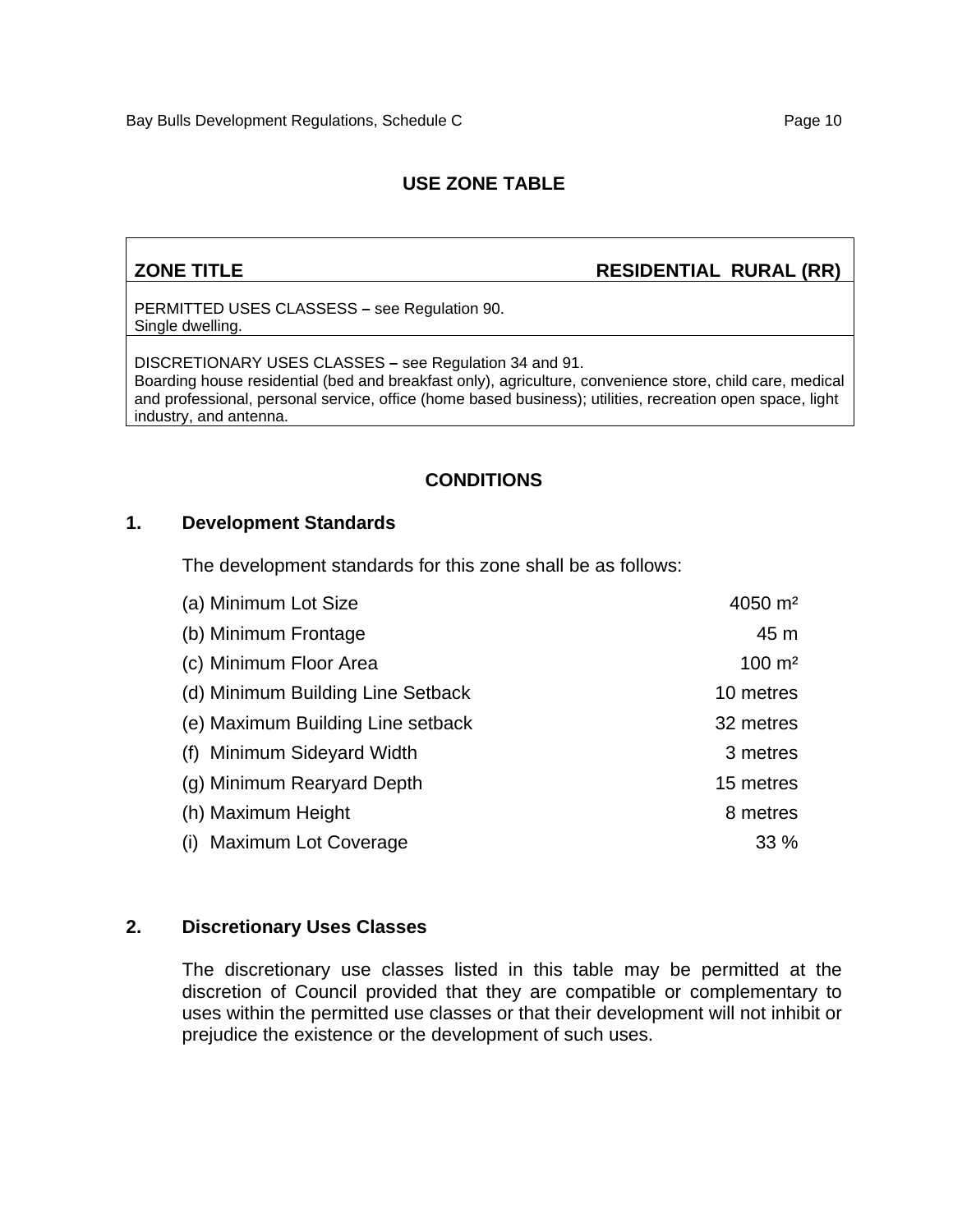## USE ZONE TABLE

| ZONE TITLE | RESIDENTIAL RURAL (RR) |
|---|---|
| PERMITTED USES CLASSESS – see Regulation 90.<br>Single dwelling. | |
| DISCRETIONARY USES CLASSES – see Regulation 34 and 91.<br>Boarding house residential (bed and breakfast only), agriculture, convenience store, child care, medical and professional, personal service, office (home based business); utilities, recreation open space, light industry, and antenna. | |

## CONDITIONS

### 1. Development Standards

The development standards for this zone shall be as follows:

| | |
|---|---|
| (a) Minimum Lot Size | 4050 $m^2$ |
| (b) Minimum Frontage | 45 m |
| (c) Minimum Floor Area | 100 $m^2$ |
| (d) Minimum Building Line Setback | 10 metres |
| (e) Maximum Building Line setback | 32 metres |
| (f) Minimum Sideyard Width | 3 metres |
| (g) Minimum Rearyard Depth | 15 metres |
| (h) Maximum Height | 8 metres |
| (i) Maximum Lot Coverage | 33 % |

### 2. Discretionary Uses Classes

The discretionary use classes listed in this table may be permitted at the discretion of Council provided that they are compatible or complementary to uses within the permitted use classes or that their development will not inhibit or prejudice the existence or the development of such uses.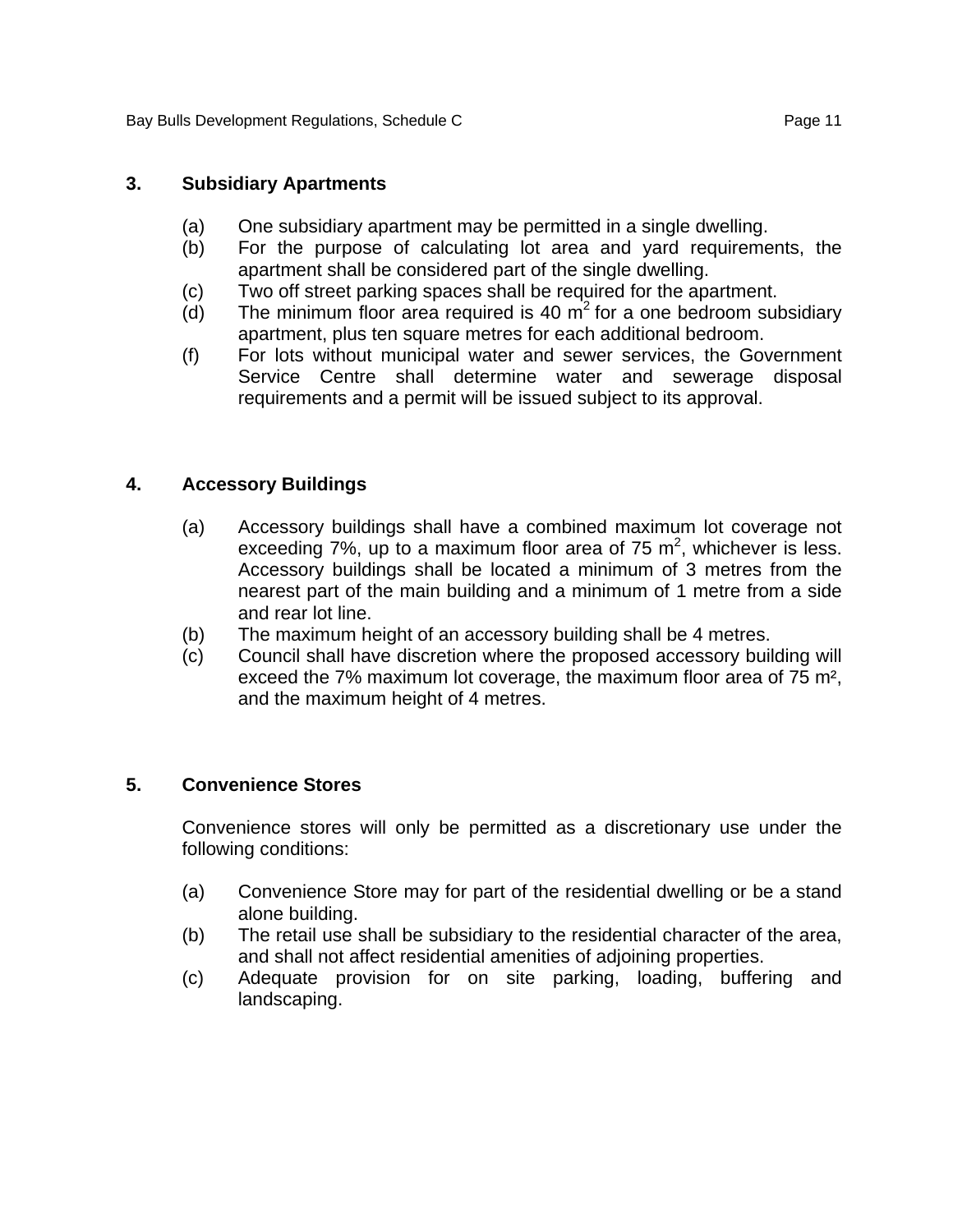### 3. Subsidiary Apartments

(a) One subsidiary apartment may be permitted in a single dwelling.

(b) For the purpose of calculating lot area and yard requirements, the apartment shall be considered part of the single dwelling.

(c) Two off street parking spaces shall be required for the apartment.

(d) The minimum floor area required is 40 $m^2$ for a one bedroom subsidiary apartment, plus ten square metres for each additional bedroom.

(f) For lots without municipal water and sewer services, the Government Service Centre shall determine water and sewerage disposal requirements and a permit will be issued subject to its approval.

### 4. Accessory Buildings

(a) Accessory buildings shall have a combined maximum lot coverage not exceeding 7%, up to a maximum floor area of 75 $m^2$, whichever is less. Accessory buildings shall be located a minimum of 3 metres from the nearest part of the main building and a minimum of 1 metre from a side and rear lot line.

(b) The maximum height of an accessory building shall be 4 metres.

(c) Council shall have discretion where the proposed accessory building will exceed the 7% maximum lot coverage, the maximum floor area of 75 $m^2$, and the maximum height of 4 metres.

### 5. Convenience Stores

Convenience stores will only be permitted as a discretionary use under the following conditions:

(a) Convenience Store may for part of the residential dwelling or be a stand alone building.

(b) The retail use shall be subsidiary to the residential character of the area, and shall not affect residential amenities of adjoining properties.

(c) Adequate provision for on site parking, loading, buffering and landscaping.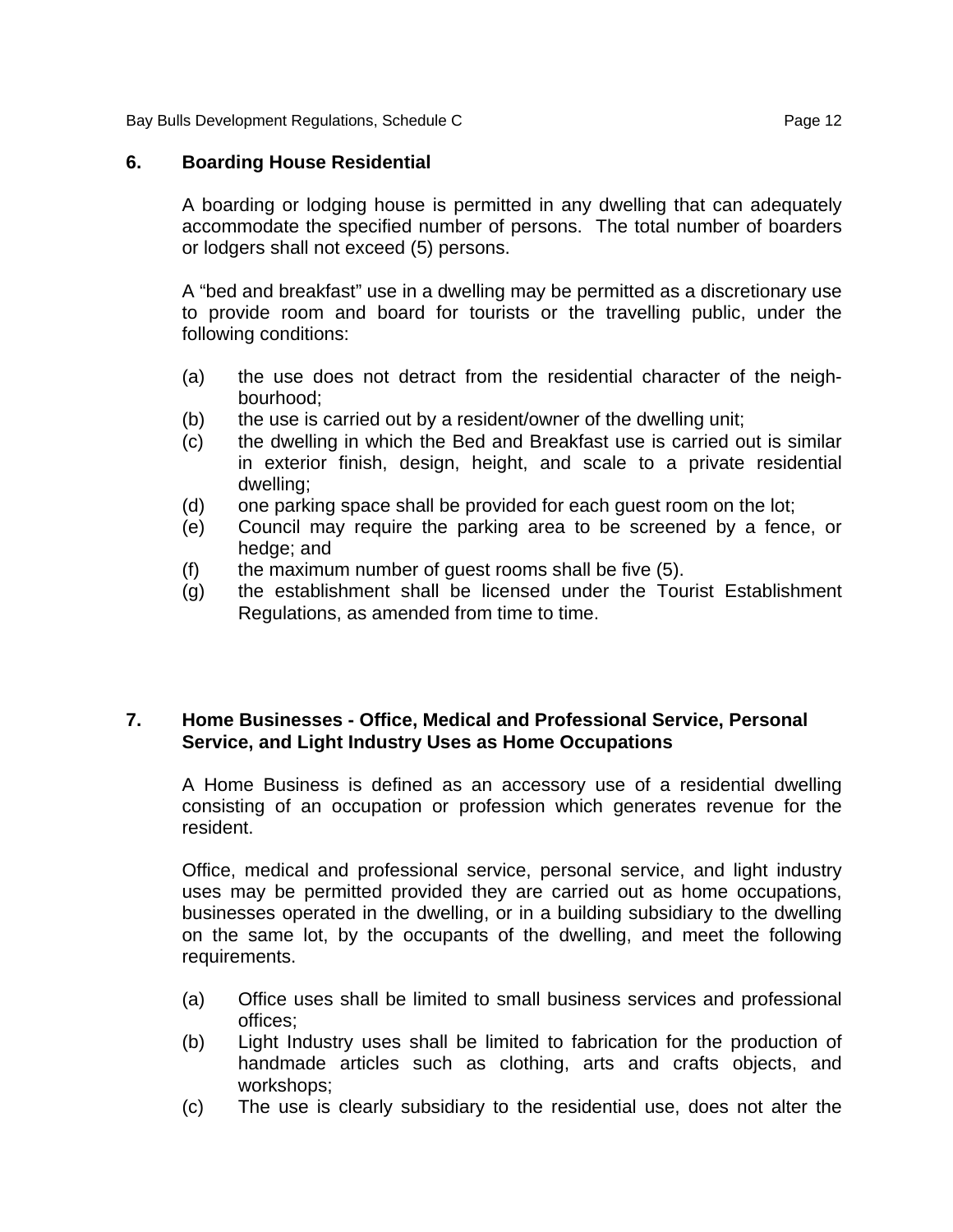## 6. Boarding House Residential

A boarding or lodging house is permitted in any dwelling that can adequately accommodate the specified number of persons. The total number of boarders or lodgers shall not exceed (5) persons.

A "bed and breakfast" use in a dwelling may be permitted as a discretionary use to provide room and board for tourists or the travelling public, under the following conditions:

(a) the use does not detract from the residential character of the neighbourhood;
(b) the use is carried out by a resident/owner of the dwelling unit;
(c) the dwelling in which the Bed and Breakfast use is carried out is similar in exterior finish, design, height, and scale to a private residential dwelling;
(d) one parking space shall be provided for each guest room on the lot;
(e) Council may require the parking area to be screened by a fence, or hedge; and
(f) the maximum number of guest rooms shall be five (5).
(g) the establishment shall be licensed under the Tourist Establishment Regulations, as amended from time to time.

## 7. Home Businesses - Office, Medical and Professional Service, Personal Service, and Light Industry Uses as Home Occupations

A Home Business is defined as an accessory use of a residential dwelling consisting of an occupation or profession which generates revenue for the resident.

Office, medical and professional service, personal service, and light industry uses may be permitted provided they are carried out as home occupations, businesses operated in the dwelling, or in a building subsidiary to the dwelling on the same lot, by the occupants of the dwelling, and meet the following requirements.

(a) Office uses shall be limited to small business services and professional offices;
(b) Light Industry uses shall be limited to fabrication for the production of handmade articles such as clothing, arts and crafts objects, and workshops;
(c) The use is clearly subsidiary to the residential use, does not alter the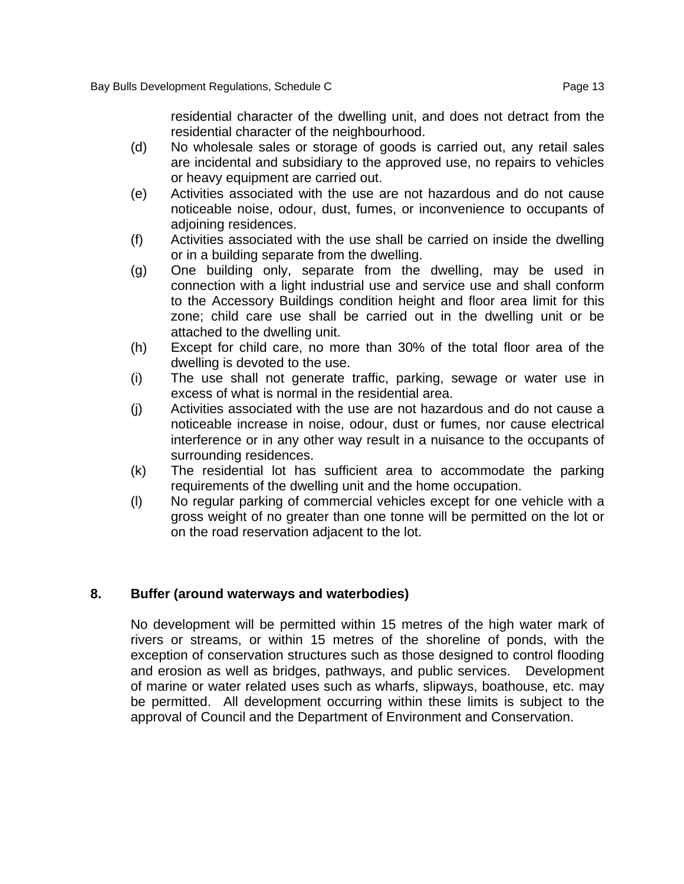residential character of the dwelling unit, and does not detract from the residential character of the neighbourhood.

(d) No wholesale sales or storage of goods is carried out, any retail sales are incidental and subsidiary to the approved use, no repairs to vehicles or heavy equipment are carried out.

(e) Activities associated with the use are not hazardous and do not cause noticeable noise, odour, dust, fumes, or inconvenience to occupants of adjoining residences.

(f) Activities associated with the use shall be carried on inside the dwelling or in a building separate from the dwelling.

(g) One building only, separate from the dwelling, may be used in connection with a light industrial use and service use and shall conform to the Accessory Buildings condition height and floor area limit for this zone; child care use shall be carried out in the dwelling unit or be attached to the dwelling unit.

(h) Except for child care, no more than 30% of the total floor area of the dwelling is devoted to the use.

(i) The use shall not generate traffic, parking, sewage or water use in excess of what is normal in the residential area.

(j) Activities associated with the use are not hazardous and do not cause a noticeable increase in noise, odour, dust or fumes, nor cause electrical interference or in any other way result in a nuisance to the occupants of surrounding residences.

(k) The residential lot has sufficient area to accommodate the parking requirements of the dwelling unit and the home occupation.

(l) No regular parking of commercial vehicles except for one vehicle with a gross weight of no greater than one tonne will be permitted on the lot or on the road reservation adjacent to the lot.

## 8. Buffer (around waterways and waterbodies)

No development will be permitted within 15 metres of the high water mark of rivers or streams, or within 15 metres of the shoreline of ponds, with the exception of conservation structures such as those designed to control flooding and erosion as well as bridges, pathways, and public services. Development of marine or water related uses such as wharfs, slipways, boathouse, etc. may be permitted. All development occurring within these limits is subject to the approval of Council and the Department of Environment and Conservation.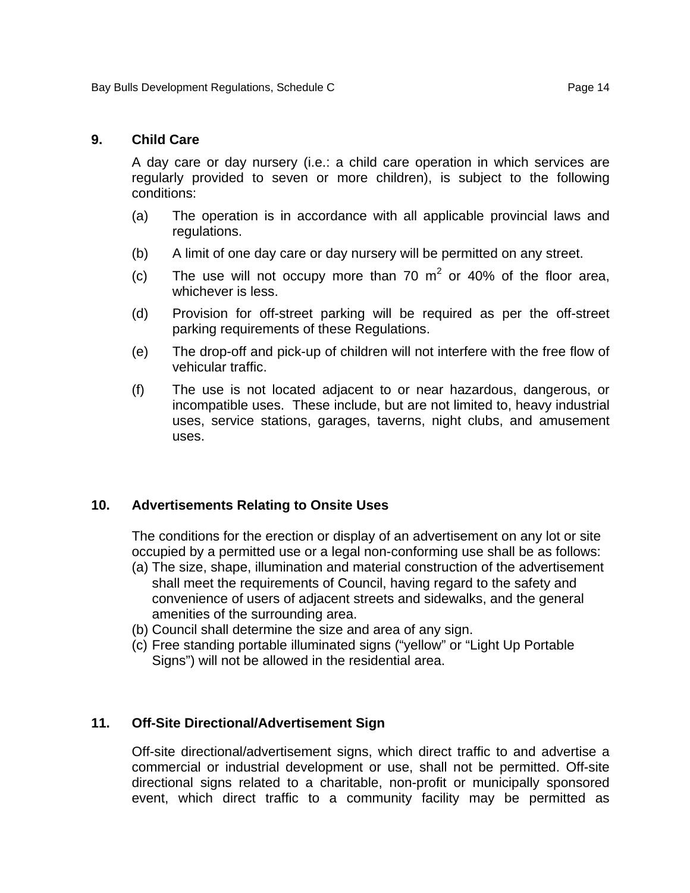## 9. Child Care

A day care or day nursery (i.e.: a child care operation in which services are regularly provided to seven or more children), is subject to the following conditions:

(a) The operation is in accordance with all applicable provincial laws and regulations.

(b) A limit of one day care or day nursery will be permitted on any street.

(c) The use will not occupy more than 70 $m^2$ or 40% of the floor area, whichever is less.

(d) Provision for off-street parking will be required as per the off-street parking requirements of these Regulations.

(e) The drop-off and pick-up of children will not interfere with the free flow of vehicular traffic.

(f) The use is not located adjacent to or near hazardous, dangerous, or incompatible uses. These include, but are not limited to, heavy industrial uses, service stations, garages, taverns, night clubs, and amusement uses.

## 10. Advertisements Relating to Onsite Uses

The conditions for the erection or display of an advertisement on any lot or site occupied by a permitted use or a legal non-conforming use shall be as follows:

(a) The size, shape, illumination and material construction of the advertisement shall meet the requirements of Council, having regard to the safety and convenience of users of adjacent streets and sidewalks, and the general amenities of the surrounding area.

(b) Council shall determine the size and area of any sign.

(c) Free standing portable illuminated signs ("yellow" or "Light Up Portable Signs") will not be allowed in the residential area.

## 11. Off-Site Directional/Advertisement Sign

Off-site directional/advertisement signs, which direct traffic to and advertise a commercial or industrial development or use, shall not be permitted. Off-site directional signs related to a charitable, non-profit or municipally sponsored event, which direct traffic to a community facility may be permitted as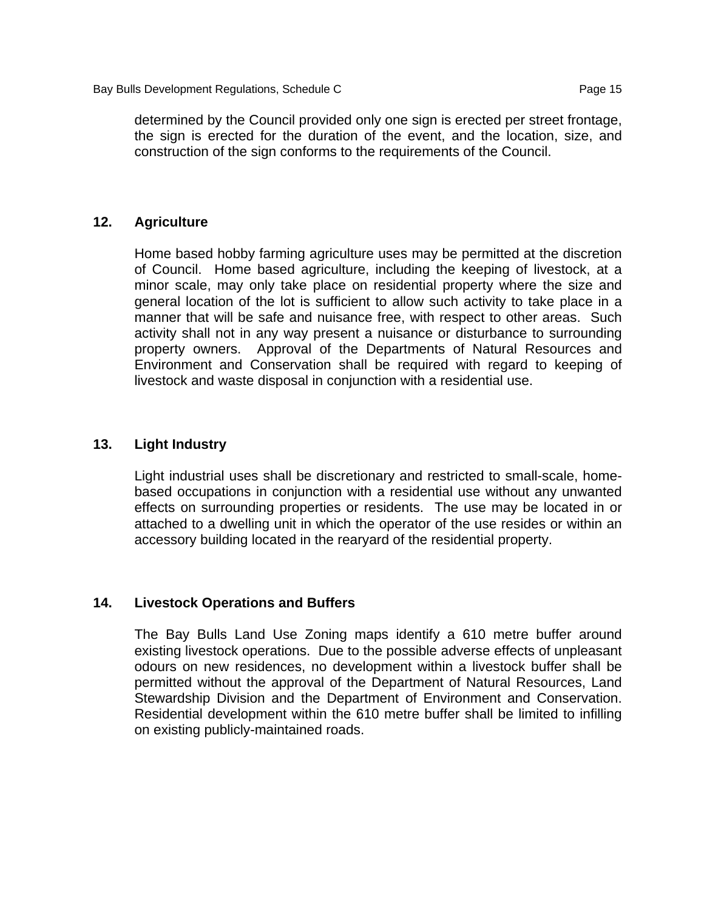determined by the Council provided only one sign is erected per street frontage, the sign is erected for the duration of the event, and the location, size, and construction of the sign conforms to the requirements of the Council.

### 12. Agriculture

Home based hobby farming agriculture uses may be permitted at the discretion of Council. Home based agriculture, including the keeping of livestock, at a minor scale, may only take place on residential property where the size and general location of the lot is sufficient to allow such activity to take place in a manner that will be safe and nuisance free, with respect to other areas. Such activity shall not in any way present a nuisance or disturbance to surrounding property owners. Approval of the Departments of Natural Resources and Environment and Conservation shall be required with regard to keeping of livestock and waste disposal in conjunction with a residential use.

### 13. Light Industry

Light industrial uses shall be discretionary and restricted to small-scale, home-based occupations in conjunction with a residential use without any unwanted effects on surrounding properties or residents. The use may be located in or attached to a dwelling unit in which the operator of the use resides or within an accessory building located in the rearyard of the residential property.

### 14. Livestock Operations and Buffers

The Bay Bulls Land Use Zoning maps identify a 610 metre buffer around existing livestock operations. Due to the possible adverse effects of unpleasant odours on new residences, no development within a livestock buffer shall be permitted without the approval of the Department of Natural Resources, Land Stewardship Division and the Department of Environment and Conservation. Residential development within the 610 metre buffer shall be limited to infilling on existing publicly-maintained roads.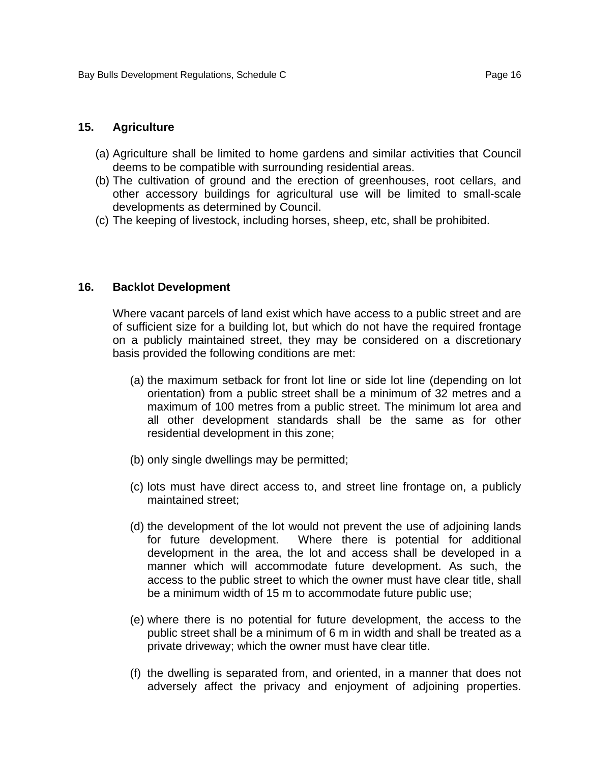## 15. Agriculture

(a) Agriculture shall be limited to home gardens and similar activities that Council deems to be compatible with surrounding residential areas.

(b) The cultivation of ground and the erection of greenhouses, root cellars, and other accessory buildings for agricultural use will be limited to small-scale developments as determined by Council.

(c) The keeping of livestock, including horses, sheep, etc, shall be prohibited.

## 16. Backlot Development

Where vacant parcels of land exist which have access to a public street and are of sufficient size for a building lot, but which do not have the required frontage on a publicly maintained street, they may be considered on a discretionary basis provided the following conditions are met:

(a) the maximum setback for front lot line or side lot line (depending on lot orientation) from a public street shall be a minimum of 32 metres and a maximum of 100 metres from a public street. The minimum lot area and all other development standards shall be the same as for other residential development in this zone;

(b) only single dwellings may be permitted;

(c) lots must have direct access to, and street line frontage on, a publicly maintained street;

(d) the development of the lot would not prevent the use of adjoining lands for future development. Where there is potential for additional development in the area, the lot and access shall be developed in a manner which will accommodate future development. As such, the access to the public street to which the owner must have clear title, shall be a minimum width of 15 m to accommodate future public use;

(e) where there is no potential for future development, the access to the public street shall be a minimum of 6 m in width and shall be treated as a private driveway; which the owner must have clear title.

(f) the dwelling is separated from, and oriented, in a manner that does not adversely affect the privacy and enjoyment of adjoining properties.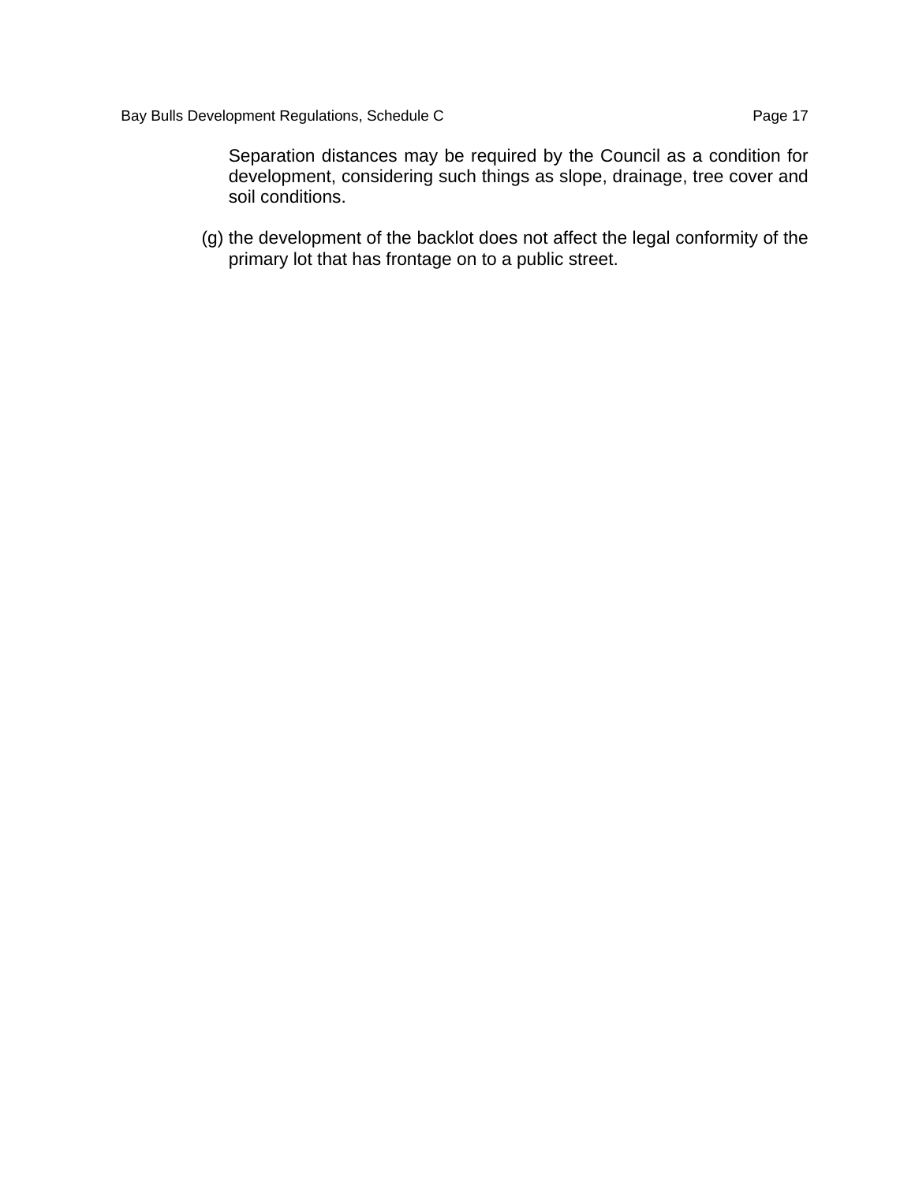Separation distances may be required by the Council as a condition for development, considering such things as slope, drainage, tree cover and soil conditions.

(g) the development of the backlot does not affect the legal conformity of the primary lot that has frontage on to a public street.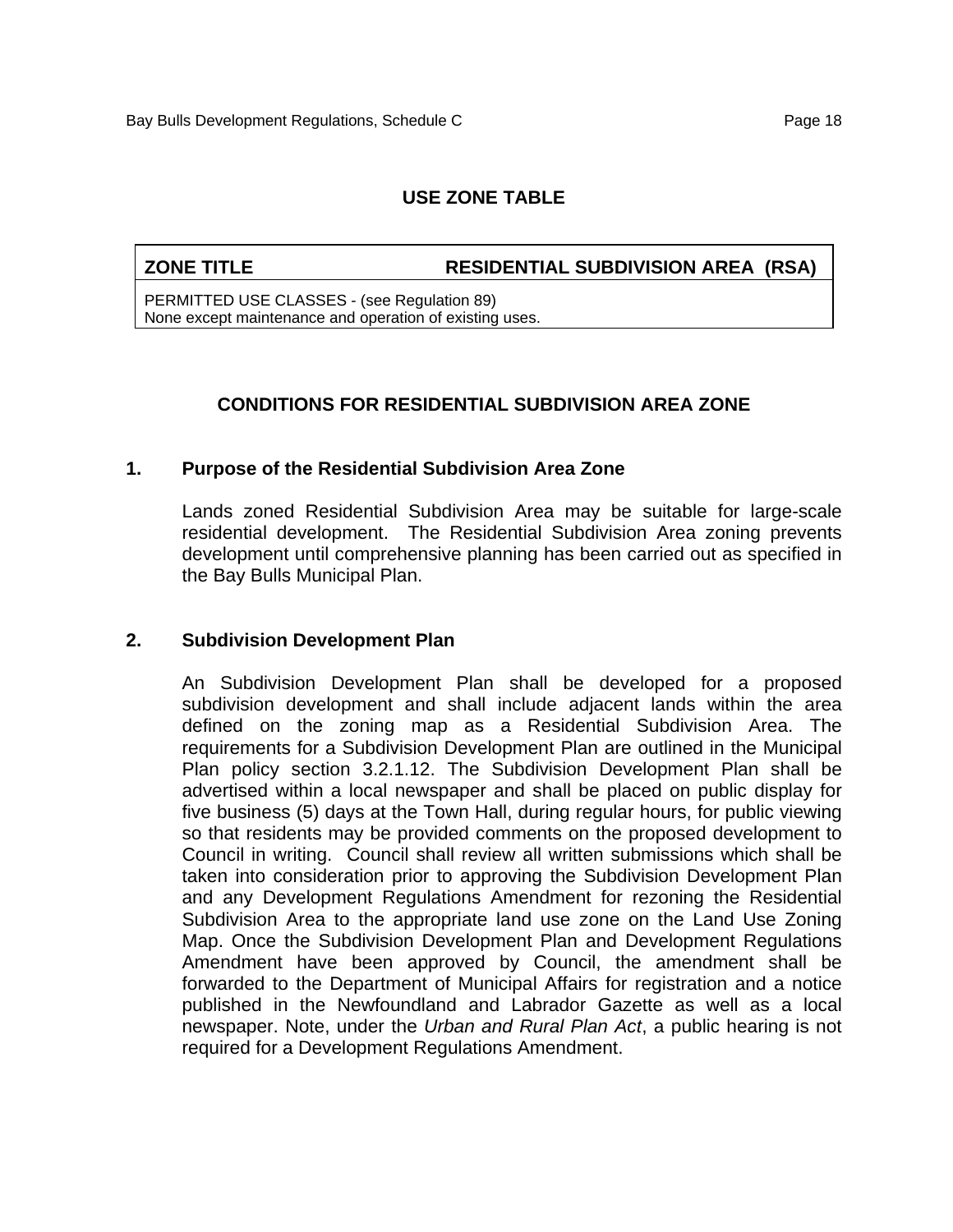## USE ZONE TABLE

| ZONE TITLE | RESIDENTIAL SUBDIVISION AREA (RSA) |
|---|---|
| PERMITTED USE CLASSES - (see Regulation 89)<br>None except maintenance and operation of existing uses. | |

## CONDITIONS FOR RESIDENTIAL SUBDIVISION AREA ZONE

### 1. Purpose of the Residential Subdivision Area Zone

Lands zoned Residential Subdivision Area may be suitable for large-scale residential development. The Residential Subdivision Area zoning prevents development until comprehensive planning has been carried out as specified in the Bay Bulls Municipal Plan.

### 2. Subdivision Development Plan

An Subdivision Development Plan shall be developed for a proposed subdivision development and shall include adjacent lands within the area defined on the zoning map as a Residential Subdivision Area. The requirements for a Subdivision Development Plan are outlined in the Municipal Plan policy section 3.2.1.12. The Subdivision Development Plan shall be advertised within a local newspaper and shall be placed on public display for five business (5) days at the Town Hall, during regular hours, for public viewing so that residents may be provided comments on the proposed development to Council in writing. Council shall review all written submissions which shall be taken into consideration prior to approving the Subdivision Development Plan and any Development Regulations Amendment for rezoning the Residential Subdivision Area to the appropriate land use zone on the Land Use Zoning Map. Once the Subdivision Development Plan and Development Regulations Amendment have been approved by Council, the amendment shall be forwarded to the Department of Municipal Affairs for registration and a notice published in the Newfoundland and Labrador Gazette as well as a local newspaper. Note, under the *Urban and Rural Plan Act*, a public hearing is not required for a Development Regulations Amendment.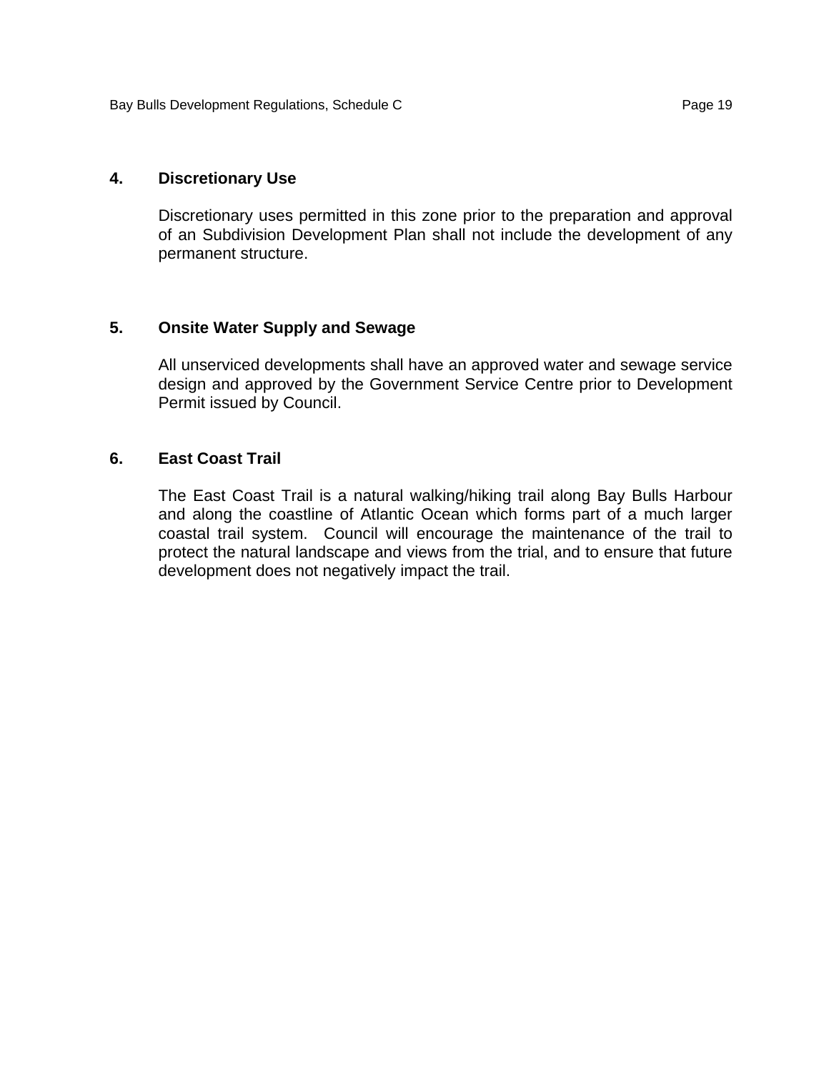## 4. Discretionary Use

Discretionary uses permitted in this zone prior to the preparation and approval of an Subdivision Development Plan shall not include the development of any permanent structure.

## 5. Onsite Water Supply and Sewage

All unserviced developments shall have an approved water and sewage service design and approved by the Government Service Centre prior to Development Permit issued by Council.

## 6. East Coast Trail

The East Coast Trail is a natural walking/hiking trail along Bay Bulls Harbour and along the coastline of Atlantic Ocean which forms part of a much larger coastal trail system. Council will encourage the maintenance of the trail to protect the natural landscape and views from the trial, and to ensure that future development does not negatively impact the trail.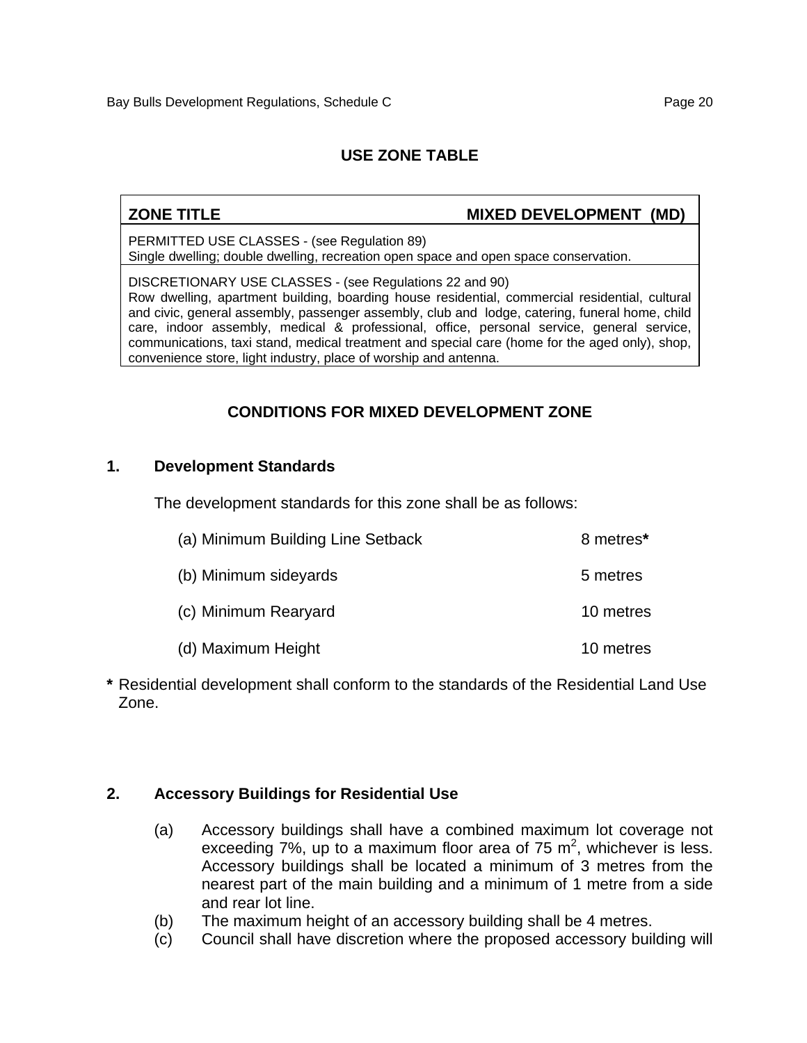## USE ZONE TABLE

| ZONE TITLE | MIXED DEVELOPMENT (MD) |
|---|---|
| PERMITTED USE CLASSES - (see Regulation 89)<br>Single dwelling; double dwelling, recreation open space and open space conservation. | |
| DISCRETIONARY USE CLASSES - (see Regulations 22 and 90)<br>Row dwelling, apartment building, boarding house residential, commercial residential, cultural and civic, general assembly, passenger assembly, club and lodge, catering, funeral home, child care, indoor assembly, medical & professional, office, personal service, general service, communications, taxi stand, medical treatment and special care (home for the aged only), shop, convenience store, light industry, place of worship and antenna. | |

## CONDITIONS FOR MIXED DEVELOPMENT ZONE

### 1. Development Standards

The development standards for this zone shall be as follows:

| | |
|---|---|
| (a) Minimum Building Line Setback | 8 metres* |
| (b) Minimum sideyards | 5 metres |
| (c) Minimum Rearyard | 10 metres |
| (d) Maximum Height | 10 metres |

* Residential development shall conform to the standards of the Residential Land Use Zone.

### 2. Accessory Buildings for Residential Use

(a) Accessory buildings shall have a combined maximum lot coverage not exceeding 7%, up to a maximum floor area of 75 $m^2$, whichever is less. Accessory buildings shall be located a minimum of 3 metres from the nearest part of the main building and a minimum of 1 metre from a side and rear lot line.

(b) The maximum height of an accessory building shall be 4 metres.

(c) Council shall have discretion where the proposed accessory building will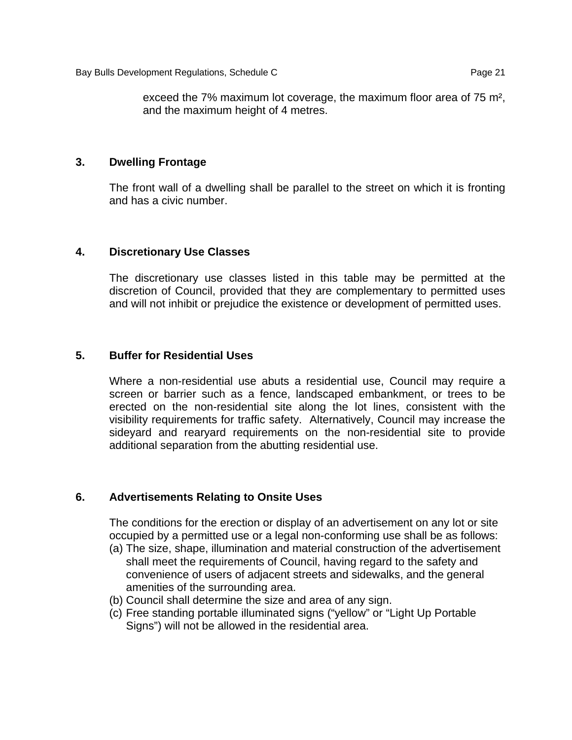exceed the 7% maximum lot coverage, the maximum floor area of 75 m², and the maximum height of 4 metres.

### 3. Dwelling Frontage

The front wall of a dwelling shall be parallel to the street on which it is fronting and has a civic number.

### 4. Discretionary Use Classes

The discretionary use classes listed in this table may be permitted at the discretion of Council, provided that they are complementary to permitted uses and will not inhibit or prejudice the existence or development of permitted uses.

### 5. Buffer for Residential Uses

Where a non-residential use abuts a residential use, Council may require a screen or barrier such as a fence, landscaped embankment, or trees to be erected on the non-residential site along the lot lines, consistent with the visibility requirements for traffic safety. Alternatively, Council may increase the sideyard and rearyard requirements on the non-residential site to provide additional separation from the abutting residential use.

### 6. Advertisements Relating to Onsite Uses

The conditions for the erection or display of an advertisement on any lot or site occupied by a permitted use or a legal non-conforming use shall be as follows:

(a) The size, shape, illumination and material construction of the advertisement shall meet the requirements of Council, having regard to the safety and convenience of users of adjacent streets and sidewalks, and the general amenities of the surrounding area.
(b) Council shall determine the size and area of any sign.
(c) Free standing portable illuminated signs (“yellow” or “Light Up Portable Signs”) will not be allowed in the residential area.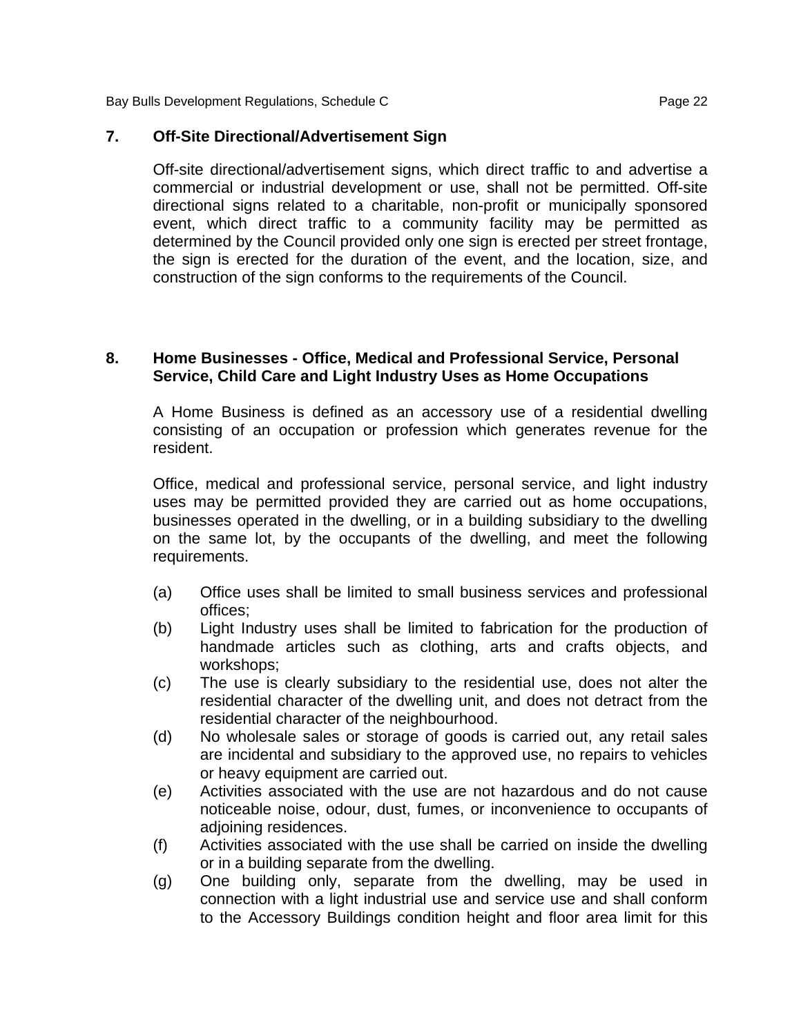### 7. Off-Site Directional/Advertisement Sign

Off-site directional/advertisement signs, which direct traffic to and advertise a commercial or industrial development or use, shall not be permitted. Off-site directional signs related to a charitable, non-profit or municipally sponsored event, which direct traffic to a community facility may be permitted as determined by the Council provided only one sign is erected per street frontage, the sign is erected for the duration of the event, and the location, size, and construction of the sign conforms to the requirements of the Council.

### 8. Home Businesses - Office, Medical and Professional Service, Personal Service, Child Care and Light Industry Uses as Home Occupations

A Home Business is defined as an accessory use of a residential dwelling consisting of an occupation or profession which generates revenue for the resident.

Office, medical and professional service, personal service, and light industry uses may be permitted provided they are carried out as home occupations, businesses operated in the dwelling, or in a building subsidiary to the dwelling on the same lot, by the occupants of the dwelling, and meet the following requirements.

(a) Office uses shall be limited to small business services and professional offices;

(b) Light Industry uses shall be limited to fabrication for the production of handmade articles such as clothing, arts and crafts objects, and workshops;

(c) The use is clearly subsidiary to the residential use, does not alter the residential character of the dwelling unit, and does not detract from the residential character of the neighbourhood.

(d) No wholesale sales or storage of goods is carried out, any retail sales are incidental and subsidiary to the approved use, no repairs to vehicles or heavy equipment are carried out.

(e) Activities associated with the use are not hazardous and do not cause noticeable noise, odour, dust, fumes, or inconvenience to occupants of adjoining residences.

(f) Activities associated with the use shall be carried on inside the dwelling or in a building separate from the dwelling.

(g) One building only, separate from the dwelling, may be used in connection with a light industrial use and service use and shall conform to the Accessory Buildings condition height and floor area limit for this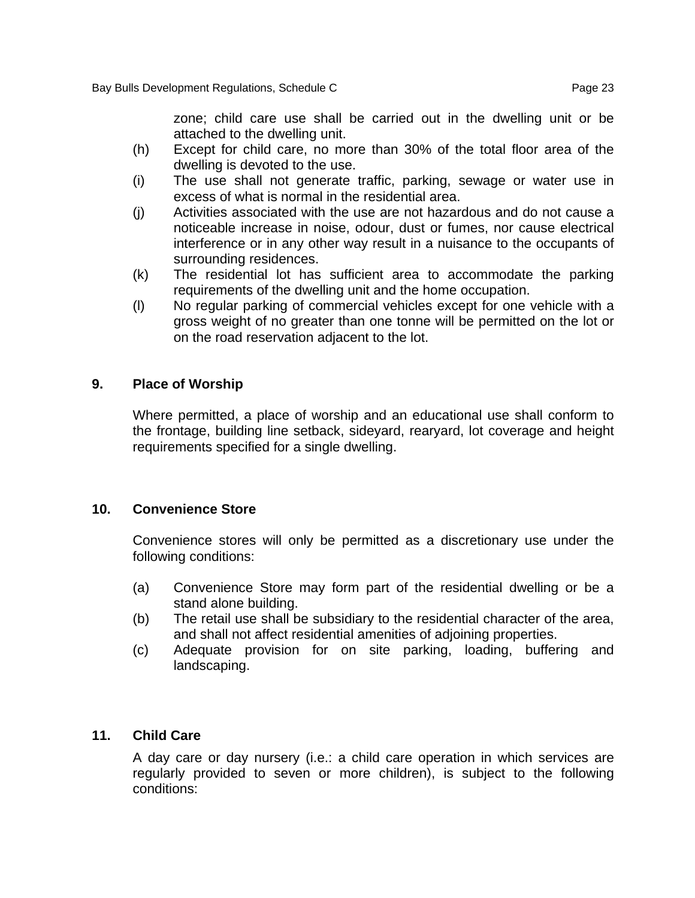zone; child care use shall be carried out in the dwelling unit or be attached to the dwelling unit.

(h) Except for child care, no more than 30% of the total floor area of the dwelling is devoted to the use.

(i) The use shall not generate traffic, parking, sewage or water use in excess of what is normal in the residential area.

(j) Activities associated with the use are not hazardous and do not cause a noticeable increase in noise, odour, dust or fumes, nor cause electrical interference or in any other way result in a nuisance to the occupants of surrounding residences.

(k) The residential lot has sufficient area to accommodate the parking requirements of the dwelling unit and the home occupation.

(l) No regular parking of commercial vehicles except for one vehicle with a gross weight of no greater than one tonne will be permitted on the lot or on the road reservation adjacent to the lot.

## 9. Place of Worship

Where permitted, a place of worship and an educational use shall conform to the frontage, building line setback, sideyard, rearyard, lot coverage and height requirements specified for a single dwelling.

## 10. Convenience Store

Convenience stores will only be permitted as a discretionary use under the following conditions:

(a) Convenience Store may form part of the residential dwelling or be a stand alone building.

(b) The retail use shall be subsidiary to the residential character of the area, and shall not affect residential amenities of adjoining properties.

(c) Adequate provision for on site parking, loading, buffering and landscaping.

## 11. Child Care

A day care or day nursery (i.e.: a child care operation in which services are regularly provided to seven or more children), is subject to the following conditions: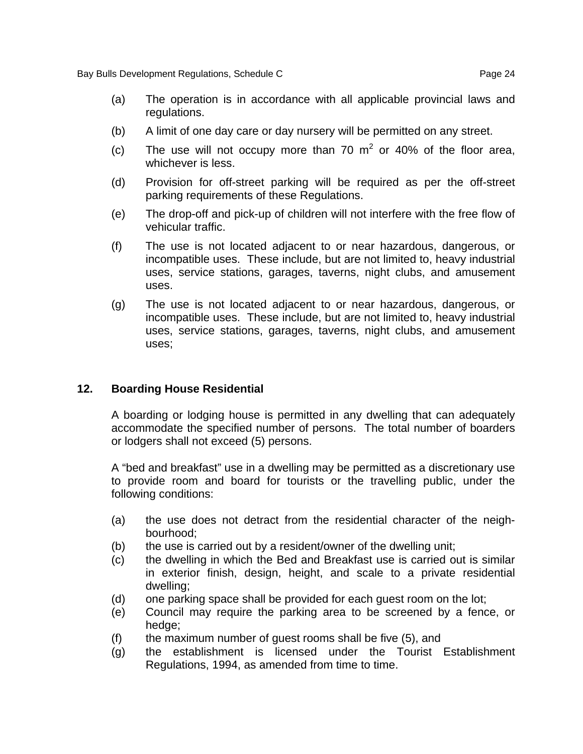(a) The operation is in accordance with all applicable provincial laws and regulations.

(b) A limit of one day care or day nursery will be permitted on any street.

(c) The use will not occupy more than 70 $m^2$ or 40% of the floor area, whichever is less.

(d) Provision for off-street parking will be required as per the off-street parking requirements of these Regulations.

(e) The drop-off and pick-up of children will not interfere with the free flow of vehicular traffic.

(f) The use is not located adjacent to or near hazardous, dangerous, or incompatible uses. These include, but are not limited to, heavy industrial uses, service stations, garages, taverns, night clubs, and amusement uses.

(g) The use is not located adjacent to or near hazardous, dangerous, or incompatible uses. These include, but are not limited to, heavy industrial uses, service stations, garages, taverns, night clubs, and amusement uses;

## 12. Boarding House Residential

A boarding or lodging house is permitted in any dwelling that can adequately accommodate the specified number of persons. The total number of boarders or lodgers shall not exceed (5) persons.

A "bed and breakfast" use in a dwelling may be permitted as a discretionary use to provide room and board for tourists or the travelling public, under the following conditions:

(a) the use does not detract from the residential character of the neighbourhood;
(b) the use is carried out by a resident/owner of the dwelling unit;
(c) the dwelling in which the Bed and Breakfast use is carried out is similar in exterior finish, design, height, and scale to a private residential dwelling;
(d) one parking space shall be provided for each guest room on the lot;
(e) Council may require the parking area to be screened by a fence, or hedge;
(f) the maximum number of guest rooms shall be five (5), and
(g) the establishment is licensed under the Tourist Establishment Regulations, 1994, as amended from time to time.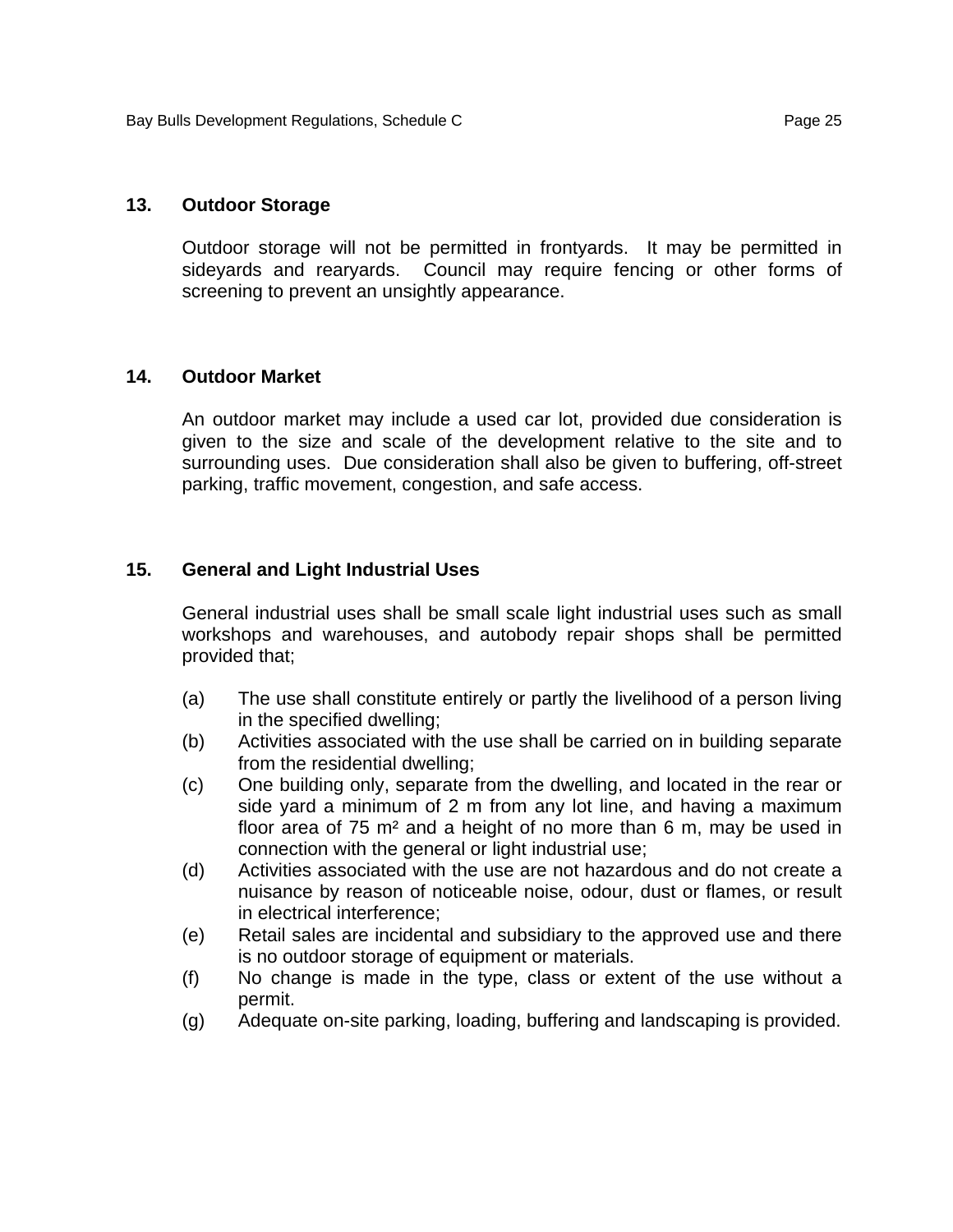## 13. Outdoor Storage

Outdoor storage will not be permitted in frontyards. It may be permitted in sideyards and rearyards. Council may require fencing or other forms of screening to prevent an unsightly appearance.

## 14. Outdoor Market

An outdoor market may include a used car lot, provided due consideration is given to the size and scale of the development relative to the site and to surrounding uses. Due consideration shall also be given to buffering, off-street parking, traffic movement, congestion, and safe access.

## 15. General and Light Industrial Uses

General industrial uses shall be small scale light industrial uses such as small workshops and warehouses, and autobody repair shops shall be permitted provided that;

(a) The use shall constitute entirely or partly the livelihood of a person living in the specified dwelling;

(b) Activities associated with the use shall be carried on in building separate from the residential dwelling;

(c) One building only, separate from the dwelling, and located in the rear or side yard a minimum of 2 m from any lot line, and having a maximum floor area of 75 $m^2$ and a height of no more than 6 m, may be used in connection with the general or light industrial use;

(d) Activities associated with the use are not hazardous and do not create a nuisance by reason of noticeable noise, odour, dust or flames, or result in electrical interference;

(e) Retail sales are incidental and subsidiary to the approved use and there is no outdoor storage of equipment or materials.

(f) No change is made in the type, class or extent of the use without a permit.

(g) Adequate on-site parking, loading, buffering and landscaping is provided.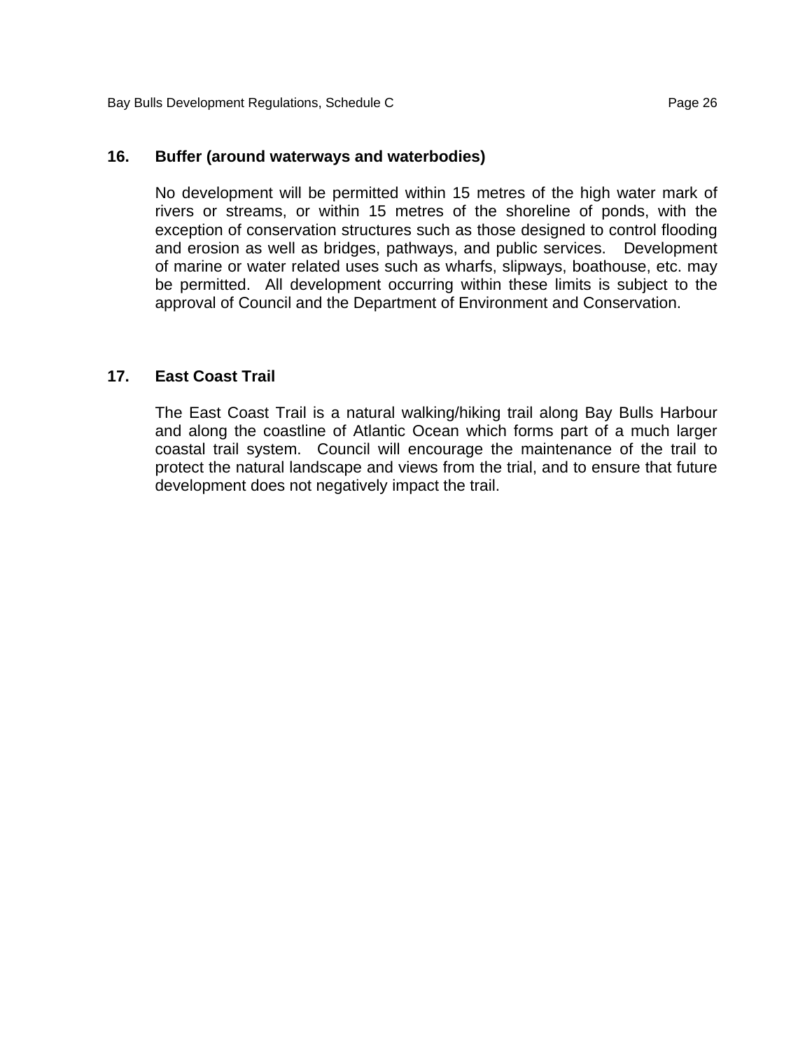## 16. Buffer (around waterways and waterbodies)

No development will be permitted within 15 metres of the high water mark of rivers or streams, or within 15 metres of the shoreline of ponds, with the exception of conservation structures such as those designed to control flooding and erosion as well as bridges, pathways, and public services. Development of marine or water related uses such as wharfs, slipways, boathouse, etc. may be permitted. All development occurring within these limits is subject to the approval of Council and the Department of Environment and Conservation.

## 17. East Coast Trail

The East Coast Trail is a natural walking/hiking trail along Bay Bulls Harbour and along the coastline of Atlantic Ocean which forms part of a much larger coastal trail system. Council will encourage the maintenance of the trail to protect the natural landscape and views from the trial, and to ensure that future development does not negatively impact the trail.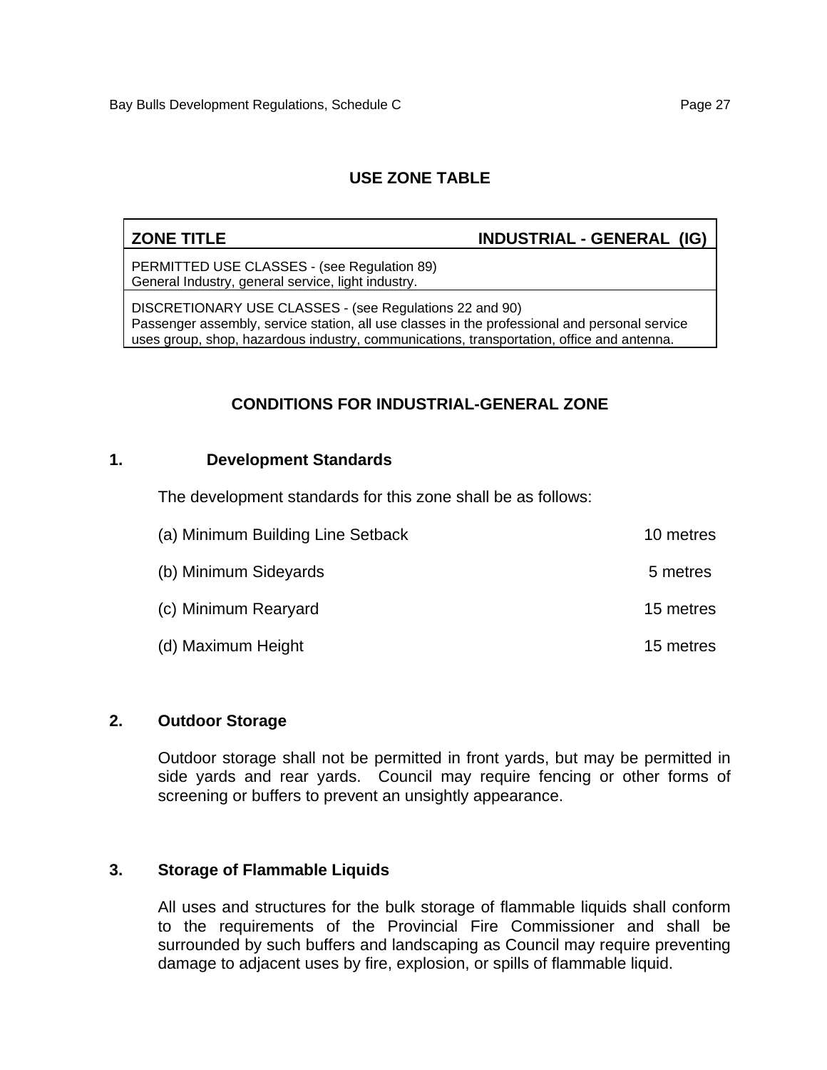## USE ZONE TABLE

| ZONE TITLE | INDUSTRIAL - GENERAL (IG) |
|---|---|
| PERMITTED USE CLASSES - (see Regulation 89)<br>General Industry, general service, light industry. | |
| DISCRETIONARY USE CLASSES - (see Regulations 22 and 90)<br>Passenger assembly, service station, all use classes in the professional and personal service uses group, shop, hazardous industry, communications, transportation, office and antenna. | |

## CONDITIONS FOR INDUSTRIAL-GENERAL ZONE

### 1. Development Standards

The development standards for this zone shall be as follows:

| | |
|---|---|
| (a) Minimum Building Line Setback | 10 metres |
| (b) Minimum Sideyards | 5 metres |
| (c) Minimum Rearyard | 15 metres |
| (d) Maximum Height | 15 metres |

### 2. Outdoor Storage

Outdoor storage shall not be permitted in front yards, but may be permitted in side yards and rear yards. Council may require fencing or other forms of screening or buffers to prevent an unsightly appearance.

### 3. Storage of Flammable Liquids

All uses and structures for the bulk storage of flammable liquids shall conform to the requirements of the Provincial Fire Commissioner and shall be surrounded by such buffers and landscaping as Council may require preventing damage to adjacent uses by fire, explosion, or spills of flammable liquid.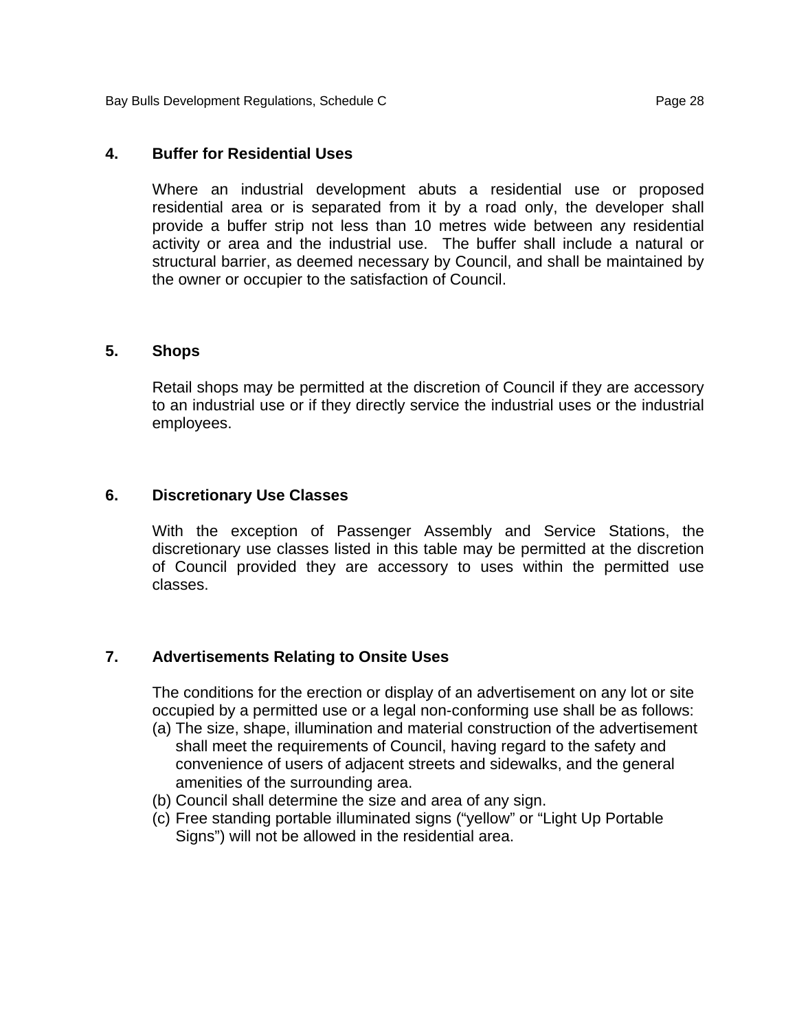### 4. Buffer for Residential Uses

Where an industrial development abuts a residential use or proposed residential area or is separated from it by a road only, the developer shall provide a buffer strip not less than 10 metres wide between any residential activity or area and the industrial use. The buffer shall include a natural or structural barrier, as deemed necessary by Council, and shall be maintained by the owner or occupier to the satisfaction of Council.

### 5. Shops

Retail shops may be permitted at the discretion of Council if they are accessory to an industrial use or if they directly service the industrial uses or the industrial employees.

### 6. Discretionary Use Classes

With the exception of Passenger Assembly and Service Stations, the discretionary use classes listed in this table may be permitted at the discretion of Council provided they are accessory to uses within the permitted use classes.

### 7. Advertisements Relating to Onsite Uses

The conditions for the erection or display of an advertisement on any lot or site occupied by a permitted use or a legal non-conforming use shall be as follows:

(a) The size, shape, illumination and material construction of the advertisement shall meet the requirements of Council, having regard to the safety and convenience of users of adjacent streets and sidewalks, and the general amenities of the surrounding area.

(b) Council shall determine the size and area of any sign.

(c) Free standing portable illuminated signs (“yellow” or “Light Up Portable Signs”) will not be allowed in the residential area.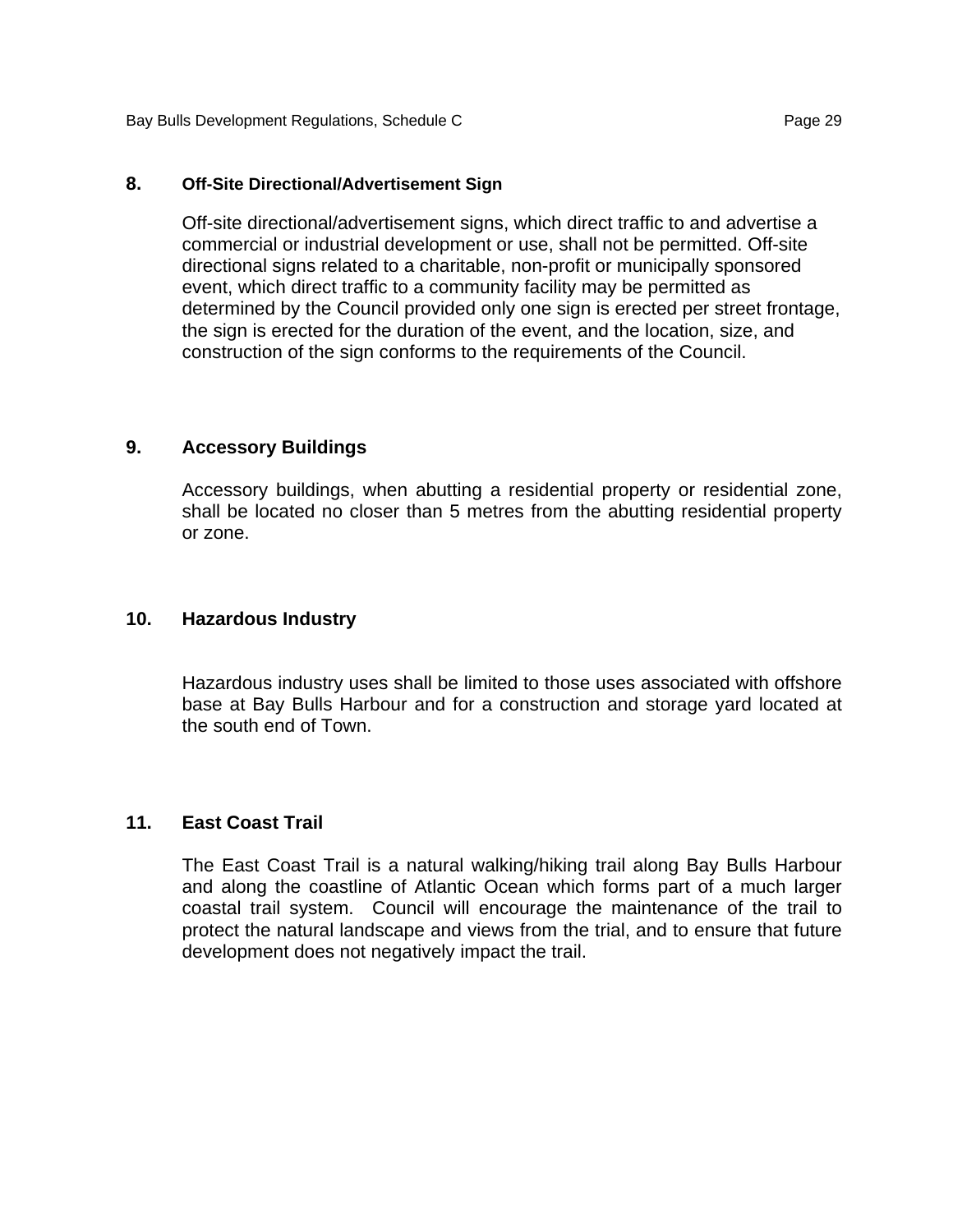### 8. Off-Site Directional/Advertisement Sign

Off-site directional/advertisement signs, which direct traffic to and advertise a commercial or industrial development or use, shall not be permitted. Off-site directional signs related to a charitable, non-profit or municipally sponsored event, which direct traffic to a community facility may be permitted as determined by the Council provided only one sign is erected per street frontage, the sign is erected for the duration of the event, and the location, size, and construction of the sign conforms to the requirements of the Council.

### 9. Accessory Buildings

Accessory buildings, when abutting a residential property or residential zone, shall be located no closer than 5 metres from the abutting residential property or zone.

### 10. Hazardous Industry

Hazardous industry uses shall be limited to those uses associated with offshore base at Bay Bulls Harbour and for a construction and storage yard located at the south end of Town.

### 11. East Coast Trail

The East Coast Trail is a natural walking/hiking trail along Bay Bulls Harbour and along the coastline of Atlantic Ocean which forms part of a much larger coastal trail system. Council will encourage the maintenance of the trail to protect the natural landscape and views from the trial, and to ensure that future development does not negatively impact the trail.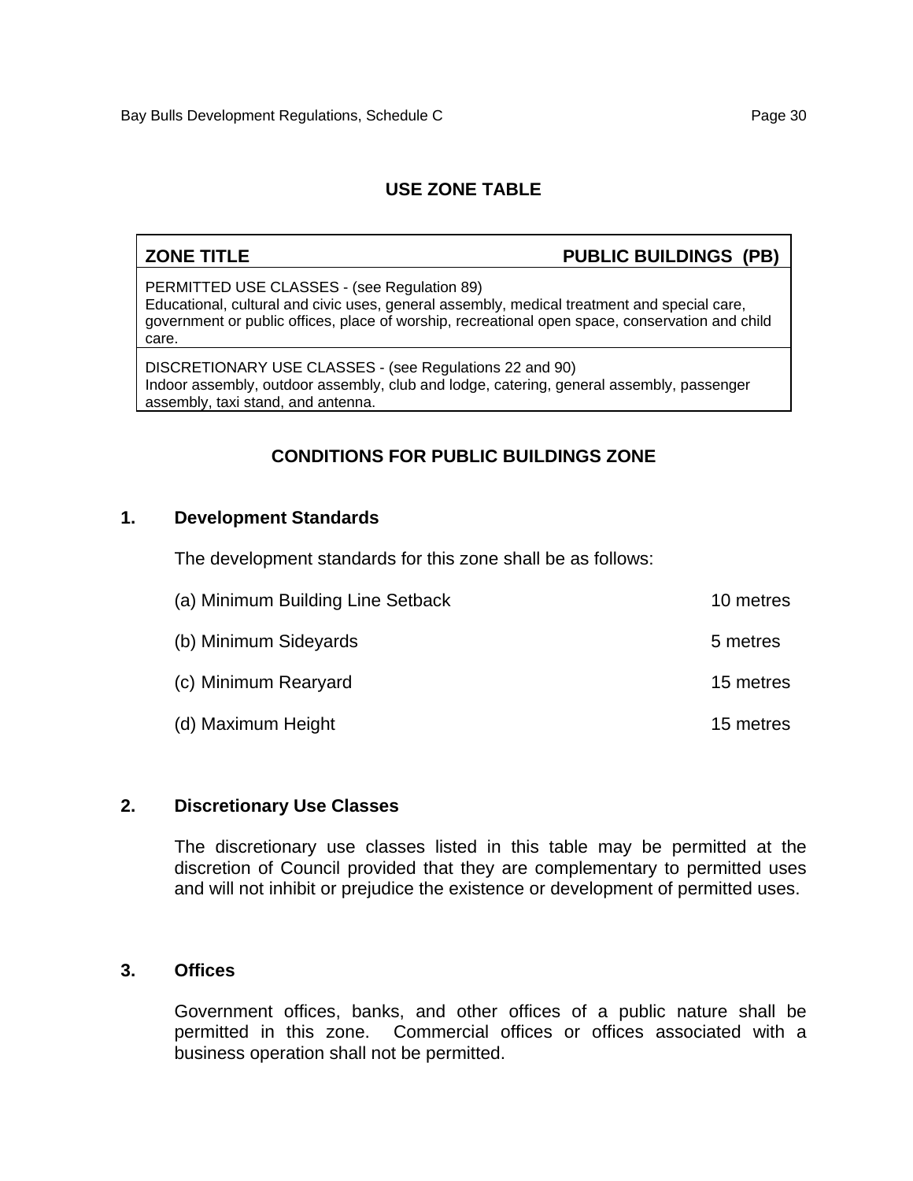## USE ZONE TABLE

| ZONE TITLE | PUBLIC BUILDINGS (PB) |
|---|---|
| PERMITTED USE CLASSES - (see Regulation 89)<br>Educational, cultural and civic uses, general assembly, medical treatment and special care, government or public offices, place of worship, recreational open space, conservation and child care. | |
| DISCRETIONARY USE CLASSES - (see Regulations 22 and 90)<br>Indoor assembly, outdoor assembly, club and lodge, catering, general assembly, passenger assembly, taxi stand, and antenna. | |

## CONDITIONS FOR PUBLIC BUILDINGS ZONE

### 1. Development Standards

The development standards for this zone shall be as follows:

| | |
|---|---|
| (a) Minimum Building Line Setback | 10 metres |
| (b) Minimum Sideyards | 5 metres |
| (c) Minimum Rearyard | 15 metres |
| (d) Maximum Height | 15 metres |

### 2. Discretionary Use Classes

The discretionary use classes listed in this table may be permitted at the discretion of Council provided that they are complementary to permitted uses and will not inhibit or prejudice the existence or development of permitted uses.

### 3. Offices

Government offices, banks, and other offices of a public nature shall be permitted in this zone. Commercial offices or offices associated with a business operation shall not be permitted.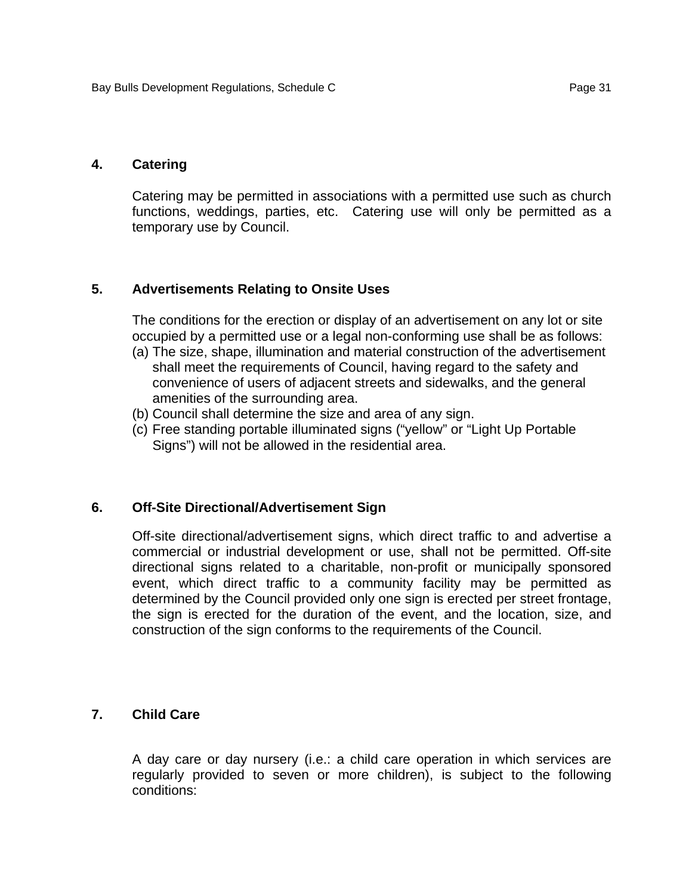## 4. Catering

Catering may be permitted in associations with a permitted use such as church functions, weddings, parties, etc. Catering use will only be permitted as a temporary use by Council.

## 5. Advertisements Relating to Onsite Uses

The conditions for the erection or display of an advertisement on any lot or site occupied by a permitted use or a legal non-conforming use shall be as follows:

(a) The size, shape, illumination and material construction of the advertisement shall meet the requirements of Council, having regard to the safety and convenience of users of adjacent streets and sidewalks, and the general amenities of the surrounding area.

(b) Council shall determine the size and area of any sign.

(c) Free standing portable illuminated signs ("yellow" or "Light Up Portable Signs") will not be allowed in the residential area.

## 6. Off-Site Directional/Advertisement Sign

Off-site directional/advertisement signs, which direct traffic to and advertise a commercial or industrial development or use, shall not be permitted. Off-site directional signs related to a charitable, non-profit or municipally sponsored event, which direct traffic to a community facility may be permitted as determined by the Council provided only one sign is erected per street frontage, the sign is erected for the duration of the event, and the location, size, and construction of the sign conforms to the requirements of the Council.

## 7. Child Care

A day care or day nursery (i.e.: a child care operation in which services are regularly provided to seven or more children), is subject to the following conditions: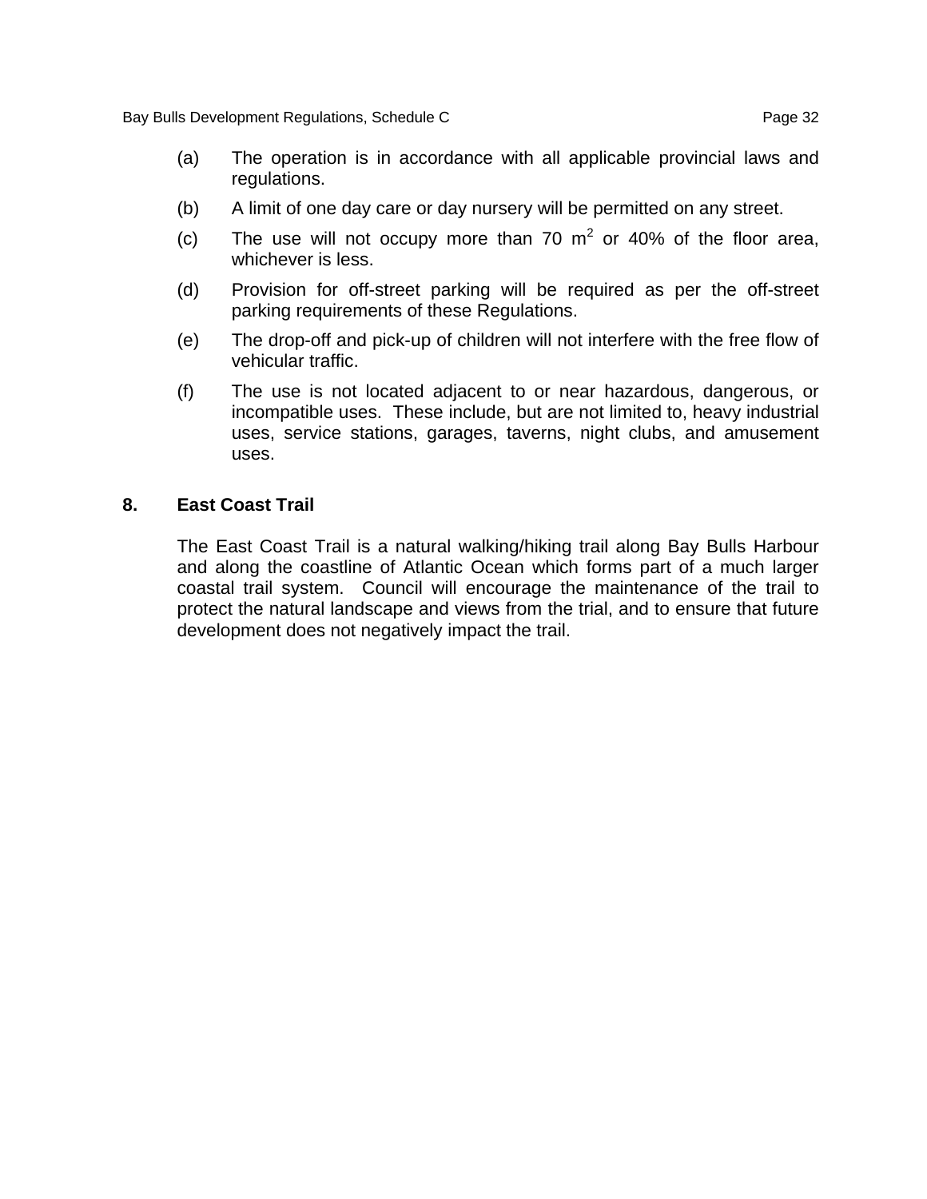(a) The operation is in accordance with all applicable provincial laws and regulations.

(b) A limit of one day care or day nursery will be permitted on any street.

(c) The use will not occupy more than 70 $m^2$ or 40% of the floor area, whichever is less.

(d) Provision for off-street parking will be required as per the off-street parking requirements of these Regulations.

(e) The drop-off and pick-up of children will not interfere with the free flow of vehicular traffic.

(f) The use is not located adjacent to or near hazardous, dangerous, or incompatible uses. These include, but are not limited to, heavy industrial uses, service stations, garages, taverns, night clubs, and amusement uses.

## 8. East Coast Trail

The East Coast Trail is a natural walking/hiking trail along Bay Bulls Harbour and along the coastline of Atlantic Ocean which forms part of a much larger coastal trail system. Council will encourage the maintenance of the trail to protect the natural landscape and views from the trial, and to ensure that future development does not negatively impact the trail.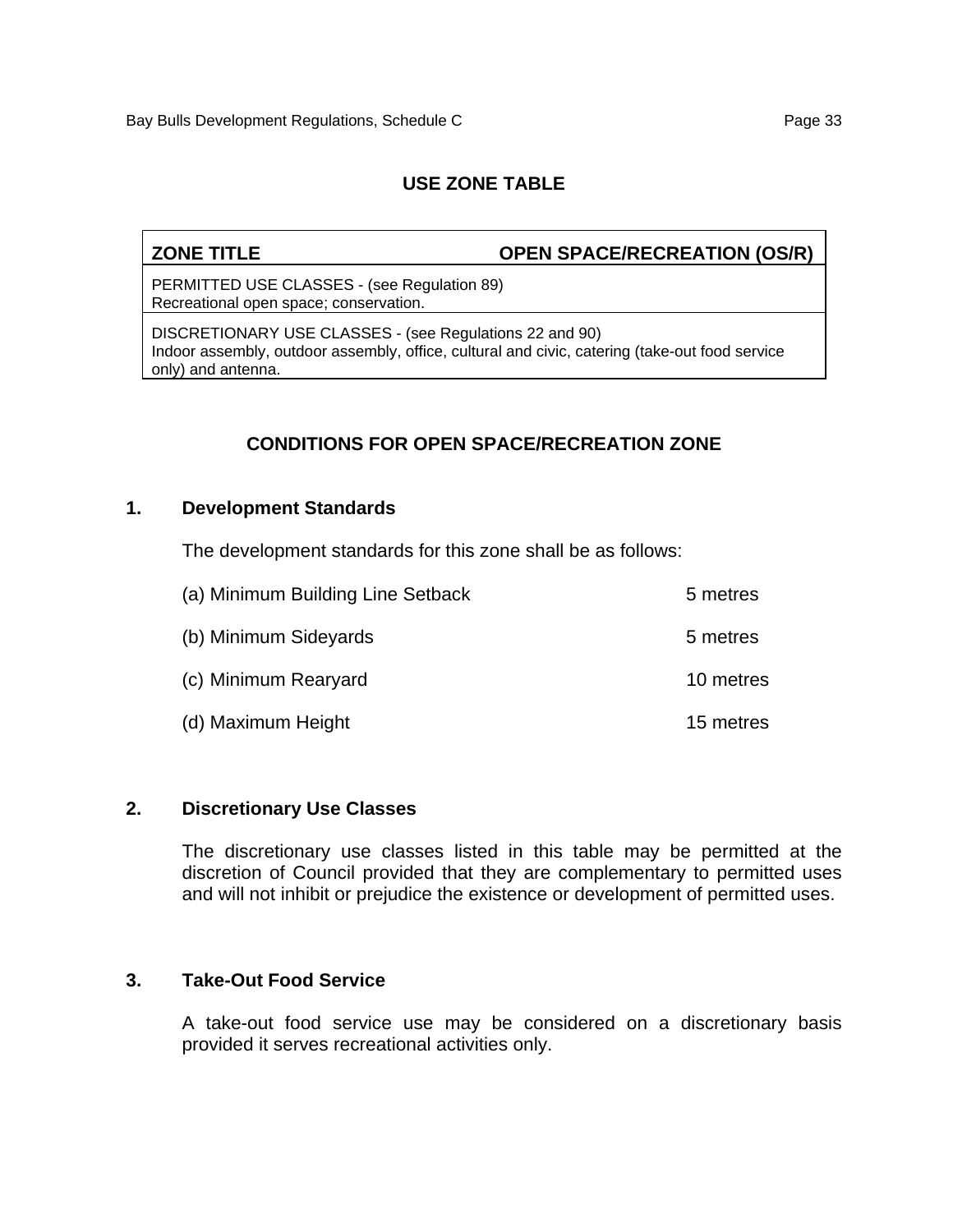## USE ZONE TABLE

| ZONE TITLE | OPEN SPACE/RECREATION (OS/R) |
|---|---|
| PERMITTED USE CLASSES - (see Regulation 89)<br>Recreational open space; conservation. | |
| DISCRETIONARY USE CLASSES - (see Regulations 22 and 90)<br>Indoor assembly, outdoor assembly, office, cultural and civic, catering (take-out food service only) and antenna. | |

## CONDITIONS FOR OPEN SPACE/RECREATION ZONE

### 1. Development Standards

The development standards for this zone shall be as follows:

| | |
|---|---|
| (a) Minimum Building Line Setback | 5 metres |
| (b) Minimum Sideyards | 5 metres |
| (c) Minimum Rearyard | 10 metres |
| (d) Maximum Height | 15 metres |

### 2. Discretionary Use Classes

The discretionary use classes listed in this table may be permitted at the discretion of Council provided that they are complementary to permitted uses and will not inhibit or prejudice the existence or development of permitted uses.

### 3. Take-Out Food Service

A take-out food service use may be considered on a discretionary basis provided it serves recreational activities only.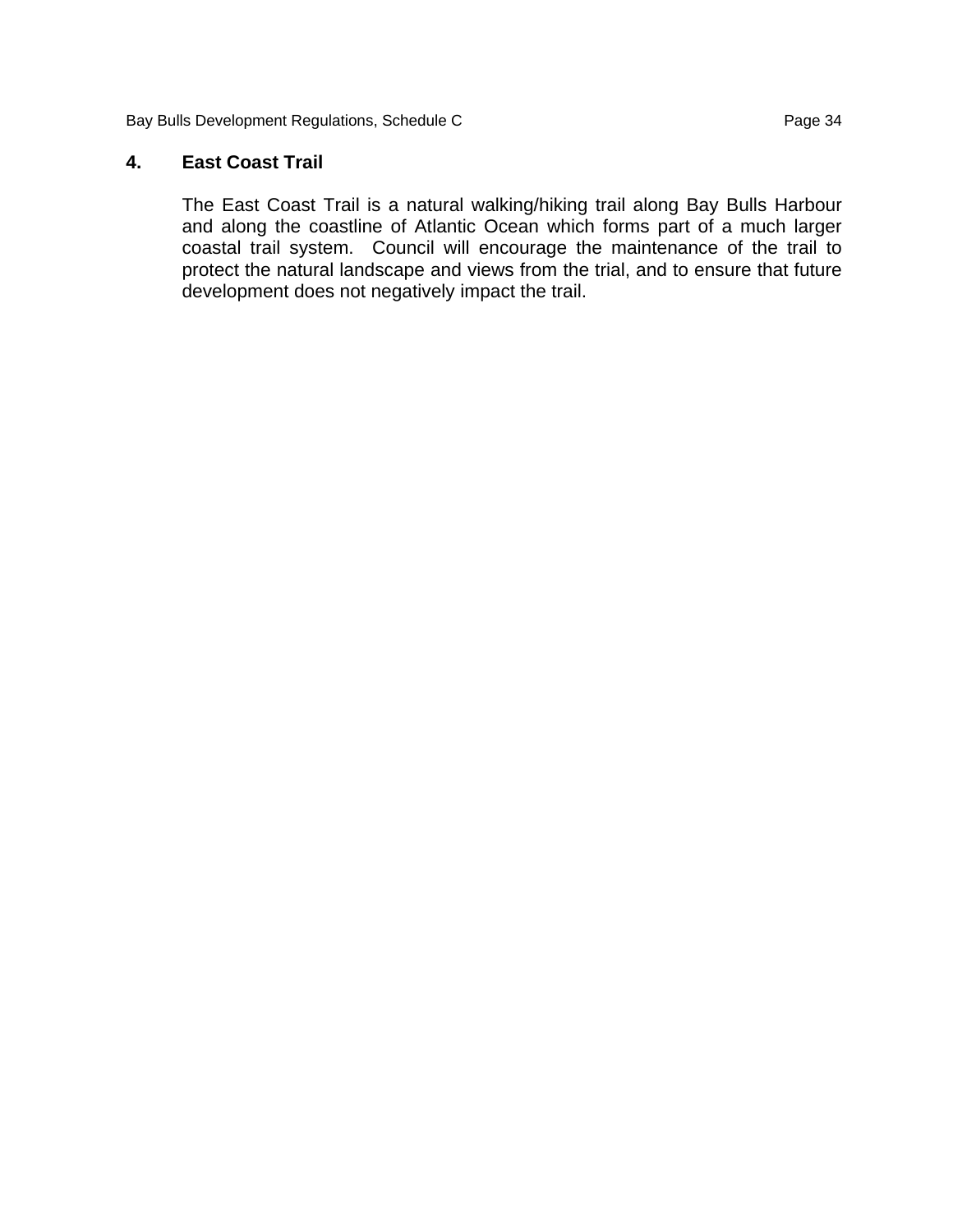## 4. East Coast Trail

The East Coast Trail is a natural walking/hiking trail along Bay Bulls Harbour and along the coastline of Atlantic Ocean which forms part of a much larger coastal trail system. Council will encourage the maintenance of the trail to protect the natural landscape and views from the trial, and to ensure that future development does not negatively impact the trail.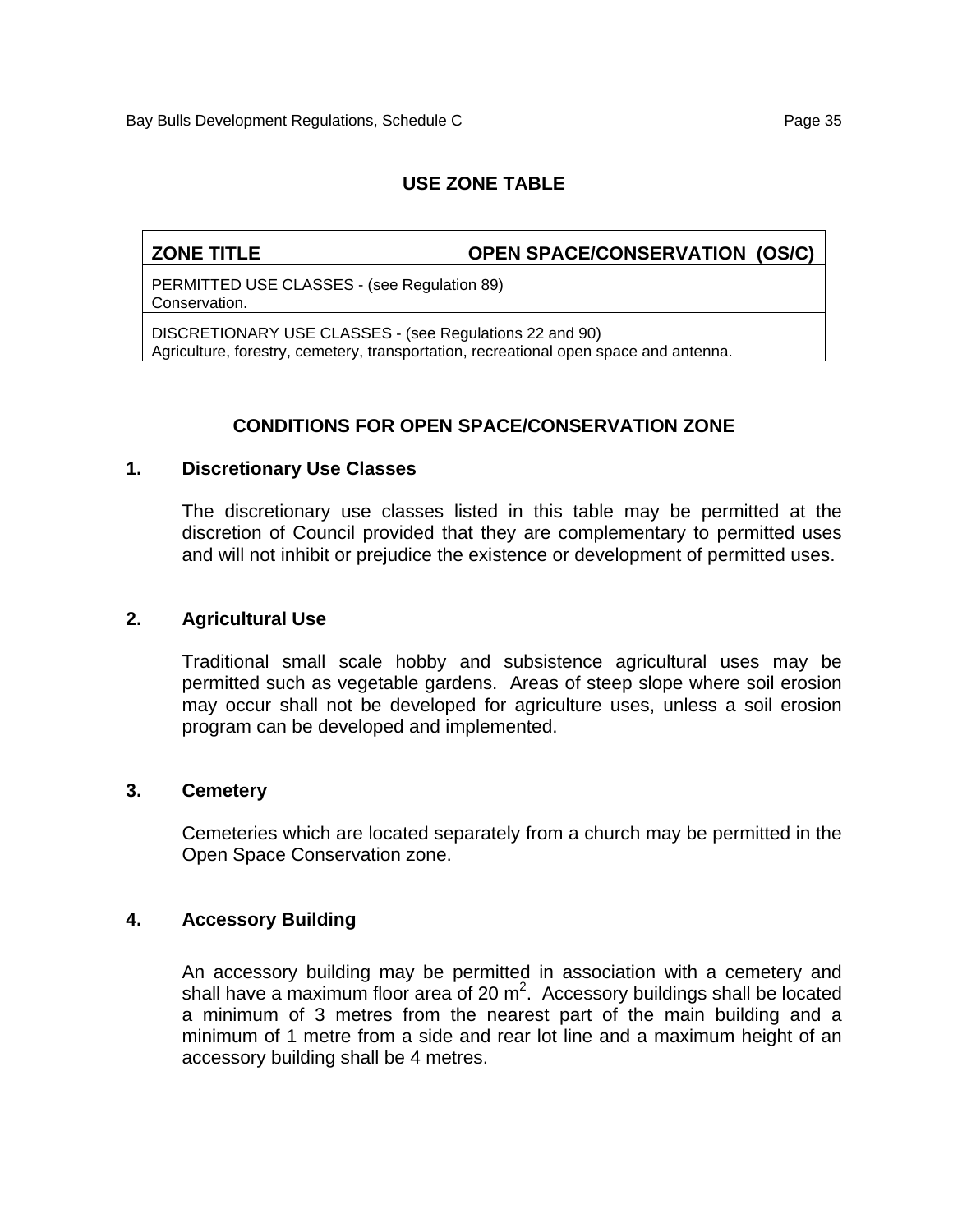## USE ZONE TABLE

| ZONE TITLE | OPEN SPACE/CONSERVATION (OS/C) |
|---|---|
| PERMITTED USE CLASSES - (see Regulation 89)<br>Conservation. | |
| DISCRETIONARY USE CLASSES - (see Regulations 22 and 90)<br>Agriculture, forestry, cemetery, transportation, recreational open space and antenna. | |

## CONDITIONS FOR OPEN SPACE/CONSERVATION ZONE

### 1. Discretionary Use Classes

The discretionary use classes listed in this table may be permitted at the discretion of Council provided that they are complementary to permitted uses and will not inhibit or prejudice the existence or development of permitted uses.

### 2. Agricultural Use

Traditional small scale hobby and subsistence agricultural uses may be permitted such as vegetable gardens. Areas of steep slope where soil erosion may occur shall not be developed for agriculture uses, unless a soil erosion program can be developed and implemented.

### 3. Cemetery

Cemeteries which are located separately from a church may be permitted in the Open Space Conservation zone.

### 4. Accessory Building

An accessory building may be permitted in association with a cemetery and shall have a maximum floor area of 20 $m^2$. Accessory buildings shall be located a minimum of 3 metres from the nearest part of the main building and a minimum of 1 metre from a side and rear lot line and a maximum height of an accessory building shall be 4 metres.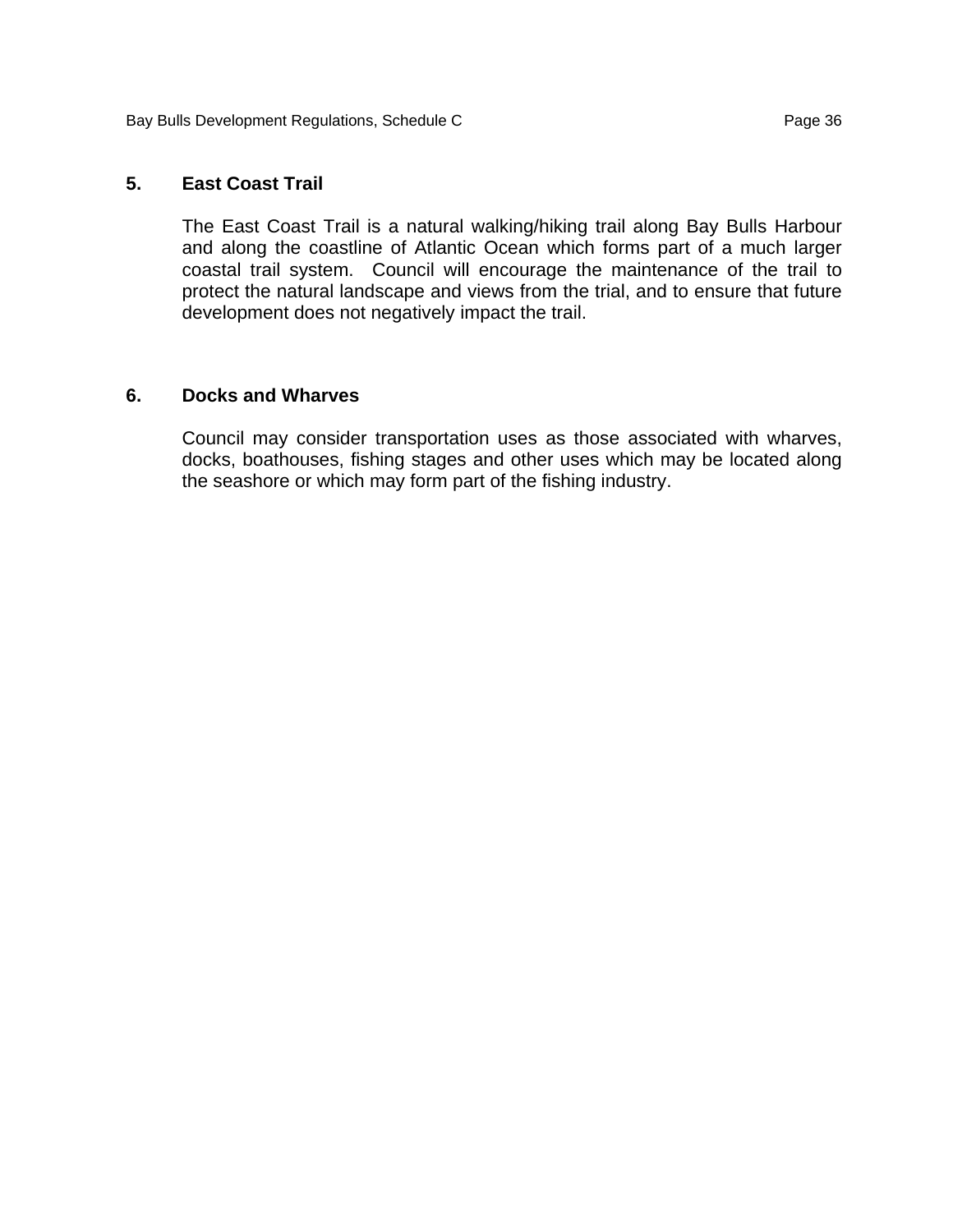## 5. East Coast Trail

The East Coast Trail is a natural walking/hiking trail along Bay Bulls Harbour and along the coastline of Atlantic Ocean which forms part of a much larger coastal trail system. Council will encourage the maintenance of the trail to protect the natural landscape and views from the trial, and to ensure that future development does not negatively impact the trail.

## 6. Docks and Wharves

Council may consider transportation uses as those associated with wharves, docks, boathouses, fishing stages and other uses which may be located along the seashore or which may form part of the fishing industry.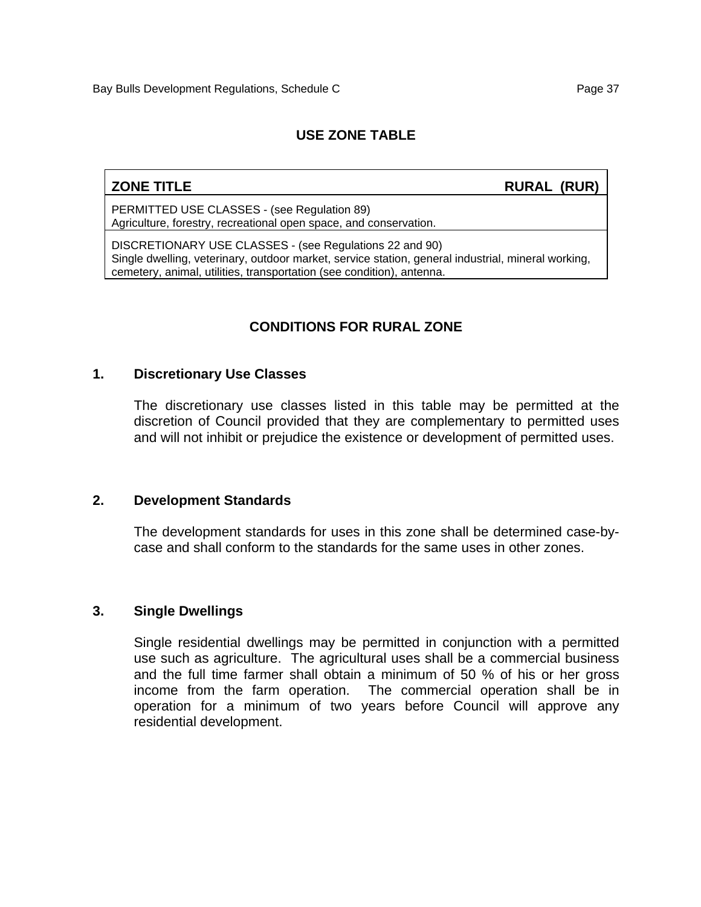## USE ZONE TABLE

| **ZONE TITLE** | **RURAL (RUR)** |
|---|---|
| PERMITTED USE CLASSES - (see Regulation 89)<br>Agriculture, forestry, recreational open space, and conservation. | |
| DISCRETIONARY USE CLASSES - (see Regulations 22 and 90)<br>Single dwelling, veterinary, outdoor market, service station, general industrial, mineral working, cemetery, animal, utilities, transportation (see condition), antenna. | |

## CONDITIONS FOR RURAL ZONE

### 1. Discretionary Use Classes

The discretionary use classes listed in this table may be permitted at the discretion of Council provided that they are complementary to permitted uses and will not inhibit or prejudice the existence or development of permitted uses.

### 2. Development Standards

The development standards for uses in this zone shall be determined case-by-case and shall conform to the standards for the same uses in other zones.

### 3. Single Dwellings

Single residential dwellings may be permitted in conjunction with a permitted use such as agriculture. The agricultural uses shall be a commercial business and the full time farmer shall obtain a minimum of 50 % of his or her gross income from the farm operation. The commercial operation shall be in operation for a minimum of two years before Council will approve any residential development.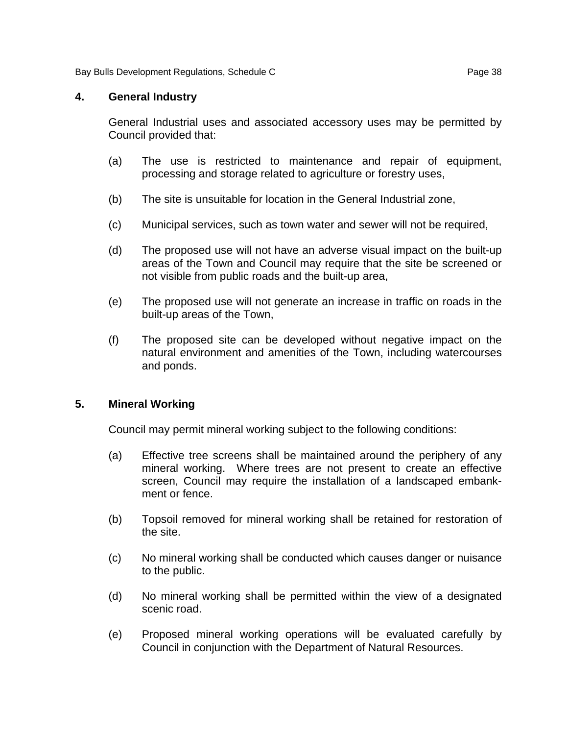### 4. General Industry

General Industrial uses and associated accessory uses may be permitted by Council provided that:

(a) The use is restricted to maintenance and repair of equipment, processing and storage related to agriculture or forestry uses,

(b) The site is unsuitable for location in the General Industrial zone,

(c) Municipal services, such as town water and sewer will not be required,

(d) The proposed use will not have an adverse visual impact on the built-up areas of the Town and Council may require that the site be screened or not visible from public roads and the built-up area,

(e) The proposed use will not generate an increase in traffic on roads in the built-up areas of the Town,

(f) The proposed site can be developed without negative impact on the natural environment and amenities of the Town, including watercourses and ponds.

### 5. Mineral Working

Council may permit mineral working subject to the following conditions:

(a) Effective tree screens shall be maintained around the periphery of any mineral working. Where trees are not present to create an effective screen, Council may require the installation of a landscaped embankment or fence.

(b) Topsoil removed for mineral working shall be retained for restoration of the site.

(c) No mineral working shall be conducted which causes danger or nuisance to the public.

(d) No mineral working shall be permitted within the view of a designated scenic road.

(e) Proposed mineral working operations will be evaluated carefully by Council in conjunction with the Department of Natural Resources.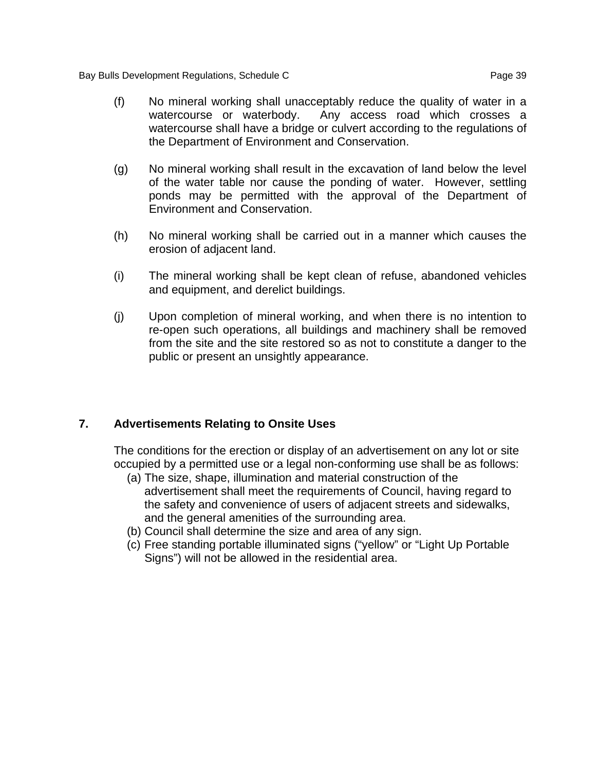(f) No mineral working shall unacceptably reduce the quality of water in a watercourse or waterbody. Any access road which crosses a watercourse shall have a bridge or culvert according to the regulations of the Department of Environment and Conservation.

(g) No mineral working shall result in the excavation of land below the level of the water table nor cause the ponding of water. However, settling ponds may be permitted with the approval of the Department of Environment and Conservation.

(h) No mineral working shall be carried out in a manner which causes the erosion of adjacent land.

(i) The mineral working shall be kept clean of refuse, abandoned vehicles and equipment, and derelict buildings.

(j) Upon completion of mineral working, and when there is no intention to re-open such operations, all buildings and machinery shall be removed from the site and the site restored so as not to constitute a danger to the public or present an unsightly appearance.

## 7. Advertisements Relating to Onsite Uses

The conditions for the erection or display of an advertisement on any lot or site occupied by a permitted use or a legal non-conforming use shall be as follows:

(a) The size, shape, illumination and material construction of the advertisement shall meet the requirements of Council, having regard to the safety and convenience of users of adjacent streets and sidewalks, and the general amenities of the surrounding area.

(b) Council shall determine the size and area of any sign.

(c) Free standing portable illuminated signs ("yellow" or "Light Up Portable Signs") will not be allowed in the residential area.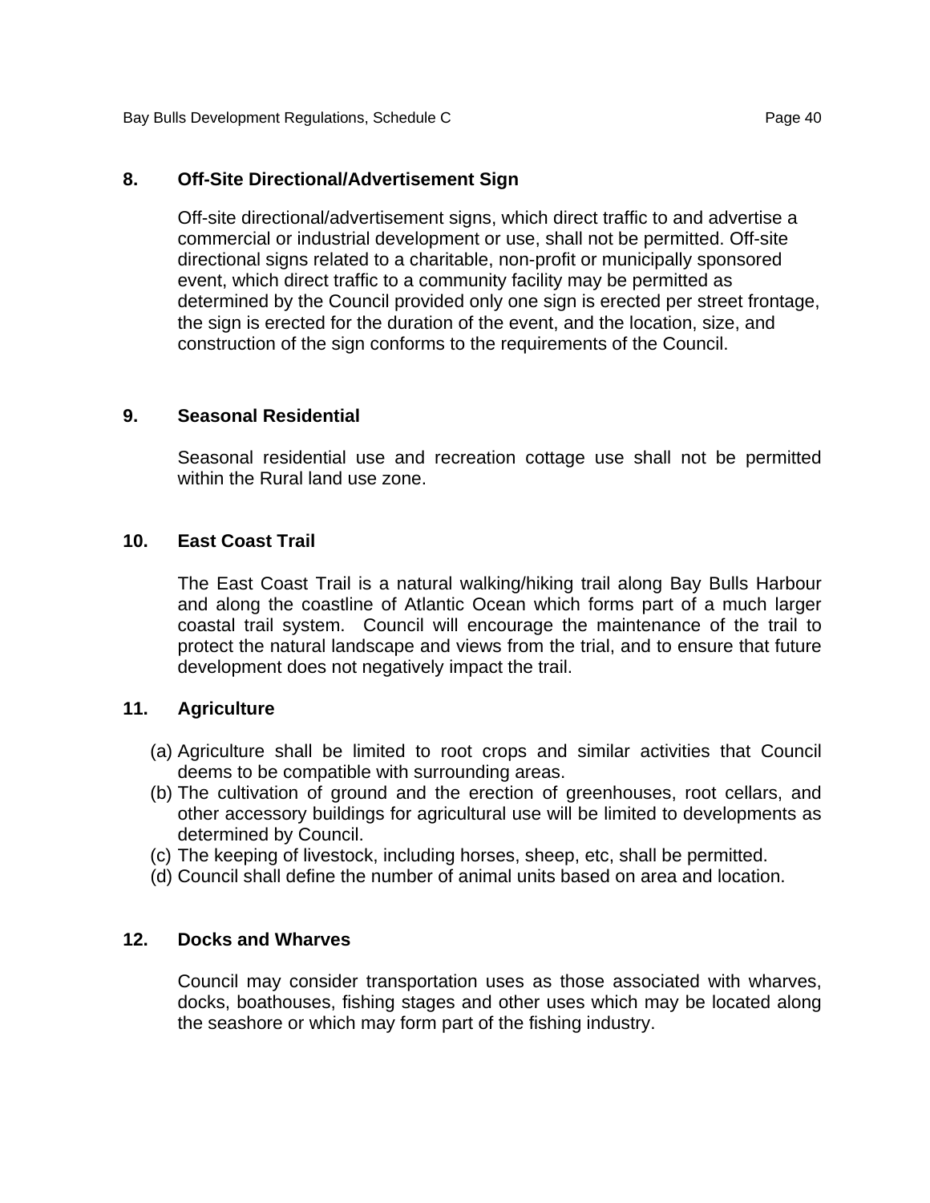## 8. Off-Site Directional/Advertisement Sign

Off-site directional/advertisement signs, which direct traffic to and advertise a commercial or industrial development or use, shall not be permitted. Off-site directional signs related to a charitable, non-profit or municipally sponsored event, which direct traffic to a community facility may be permitted as determined by the Council provided only one sign is erected per street frontage, the sign is erected for the duration of the event, and the location, size, and construction of the sign conforms to the requirements of the Council.

## 9. Seasonal Residential

Seasonal residential use and recreation cottage use shall not be permitted within the Rural land use zone.

## 10. East Coast Trail

The East Coast Trail is a natural walking/hiking trail along Bay Bulls Harbour and along the coastline of Atlantic Ocean which forms part of a much larger coastal trail system. Council will encourage the maintenance of the trail to protect the natural landscape and views from the trial, and to ensure that future development does not negatively impact the trail.

## 11. Agriculture

(a) Agriculture shall be limited to root crops and similar activities that Council deems to be compatible with surrounding areas.
(b) The cultivation of ground and the erection of greenhouses, root cellars, and other accessory buildings for agricultural use will be limited to developments as determined by Council.
(c) The keeping of livestock, including horses, sheep, etc, shall be permitted.
(d) Council shall define the number of animal units based on area and location.

## 12. Docks and Wharves

Council may consider transportation uses as those associated with wharves, docks, boathouses, fishing stages and other uses which may be located along the seashore or which may form part of the fishing industry.